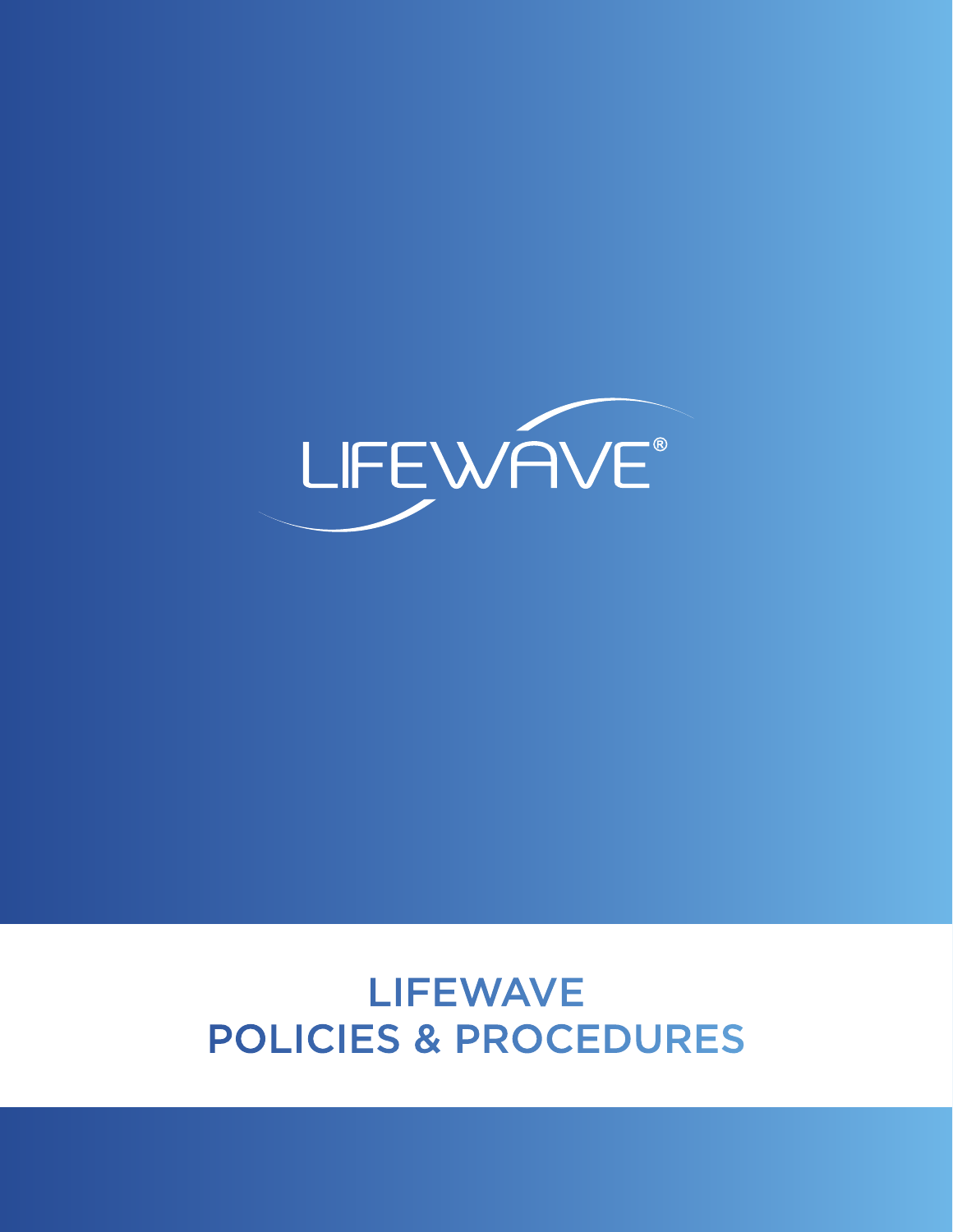LIFEWAVE®

# LIFEWAVE POLICIES & PROCEDURES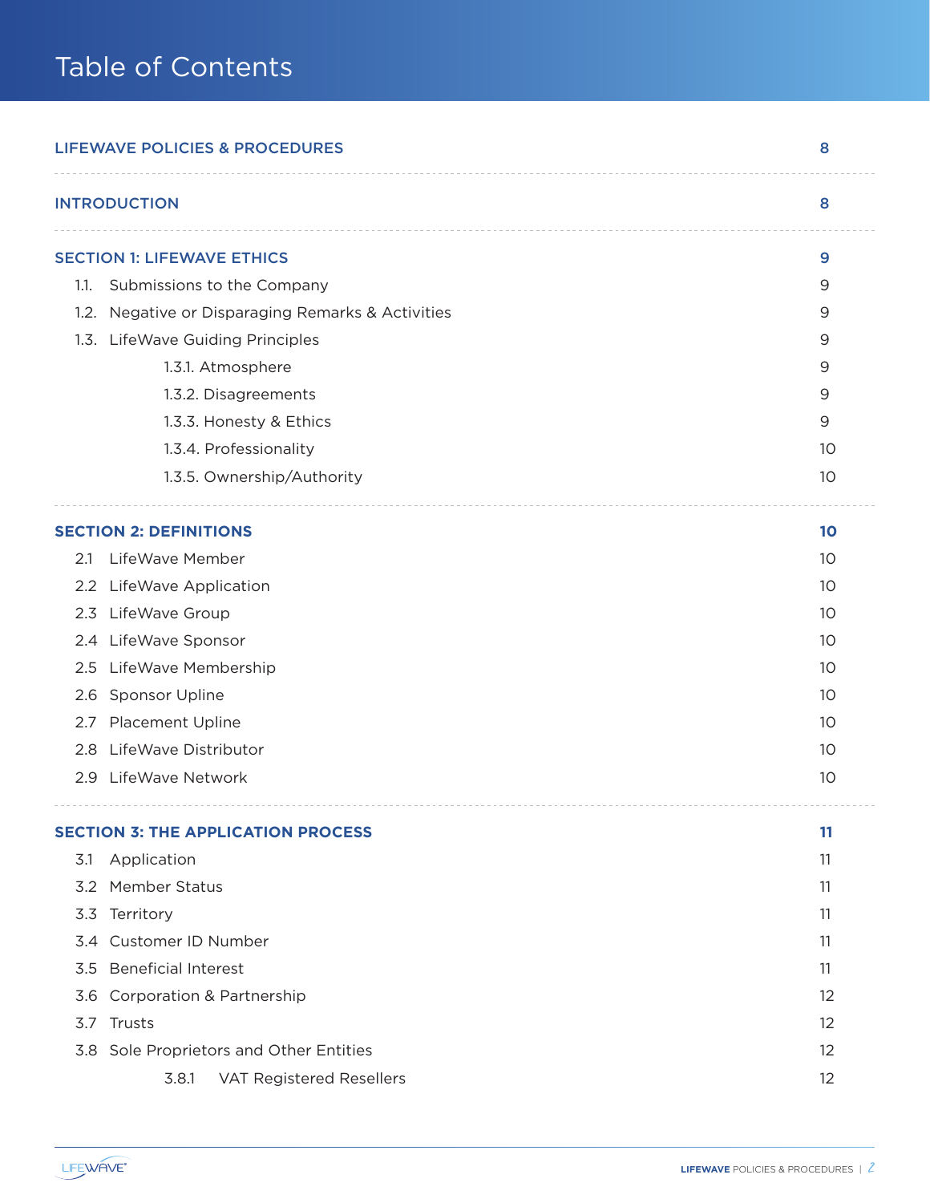# Table of Contents

| | |
|---|---|
| **LIFEWAVE POLICIES & PROCEDURES** | **8** |
| **INTRODUCTION** | **8** |
| **SECTION 1: LIFEWAVE ETHICS** | **9** |
| 1.1. Submissions to the Company | 9 |
| 1.2. Negative or Disparaging Remarks & Activities | 9 |
| 1.3. LifeWave Guiding Principles | 9 |
| 1.3.1. Atmosphere | 9 |
| 1.3.2. Disagreements | 9 |
| 1.3.3. Honesty & Ethics | 9 |
| 1.3.4. Professionality | 10 |
| 1.3.5. Ownership/Authority | 10 |
| **SECTION 2: DEFINITIONS** | **10** |
| 2.1 LifeWave Member | 10 |
| 2.2 LifeWave Application | 10 |
| 2.3 LifeWave Group | 10 |
| 2.4 LifeWave Sponsor | 10 |
| 2.5 LifeWave Membership | 10 |
| 2.6 Sponsor Upline | 10 |
| 2.7 Placement Upline | 10 |
| 2.8 LifeWave Distributor | 10 |
| 2.9 LifeWave Network | 10 |
| **SECTION 3: THE APPLICATION PROCESS** | **11** |
| 3.1 Application | 11 |
| 3.2 Member Status | 11 |
| 3.3 Territory | 11 |
| 3.4 Customer ID Number | 11 |
| 3.5 Beneficial Interest | 11 |
| 3.6 Corporation & Partnership | 12 |
| 3.7 Trusts | 12 |
| 3.8 Sole Proprietors and Other Entities | 12 |
| 3.8.1 VAT Registered Resellers | 12 |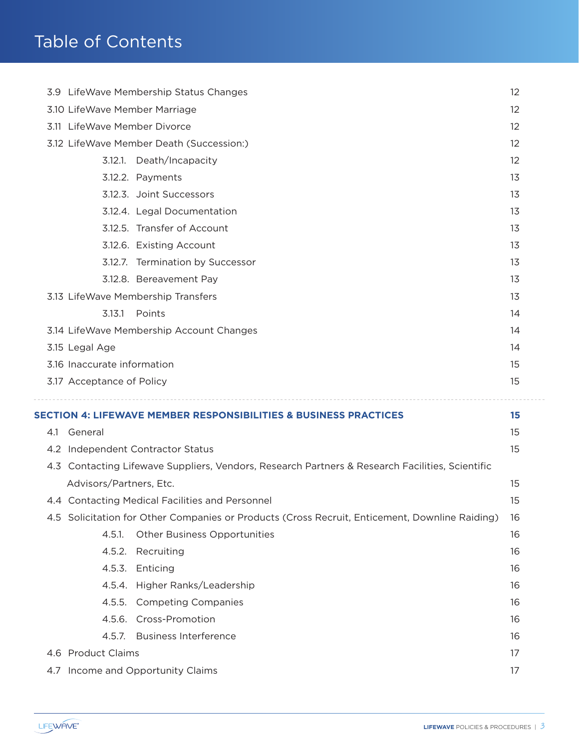# Table of Contents

| | |
|---|---|
| 3.9 LifeWave Membership Status Changes | 12 |
| 3.10 LifeWave Member Marriage | 12 |
| 3.11 LifeWave Member Divorce | 12 |
| 3.12 LifeWave Member Death (Succession:) | 12 |
| 3.12.1. Death/Incapacity | 12 |
| 3.12.2. Payments | 13 |
| 3.12.3. Joint Successors | 13 |
| 3.12.4. Legal Documentation | 13 |
| 3.12.5. Transfer of Account | 13 |
| 3.12.6. Existing Account | 13 |
| 3.12.7. Termination by Successor | 13 |
| 3.12.8. Bereavement Pay | 13 |
| 3.13 LifeWave Membership Transfers | 13 |
| 3.13.1 Points | 14 |
| 3.14 LifeWave Membership Account Changes | 14 |
| 3.15 Legal Age | 14 |
| 3.16 Inaccurate information | 15 |
| 3.17 Acceptance of Policy | 15 |
| **SECTION 4: LIFEWAVE MEMBER RESPONSIBILITIES & BUSINESS PRACTICES** | **15** |
| 4.1 General | 15 |
| 4.2 Independent Contractor Status | 15 |
| 4.3 Contacting Lifewave Suppliers, Vendors, Research Partners & Research Facilities, Scientific Advisors/Partners, Etc. | 15 |
| 4.4 Contacting Medical Facilities and Personnel | 15 |
| 4.5 Solicitation for Other Companies or Products (Cross Recruit, Enticement, Downline Raiding) | 16 |
| 4.5.1. Other Business Opportunities | 16 |
| 4.5.2. Recruiting | 16 |
| 4.5.3. Enticing | 16 |
| 4.5.4. Higher Ranks/Leadership | 16 |
| 4.5.5. Competing Companies | 16 |
| 4.5.6. Cross-Promotion | 16 |
| 4.5.7. Business Interference | 16 |
| 4.6 Product Claims | 17 |
| 4.7 Income and Opportunity Claims | 17 |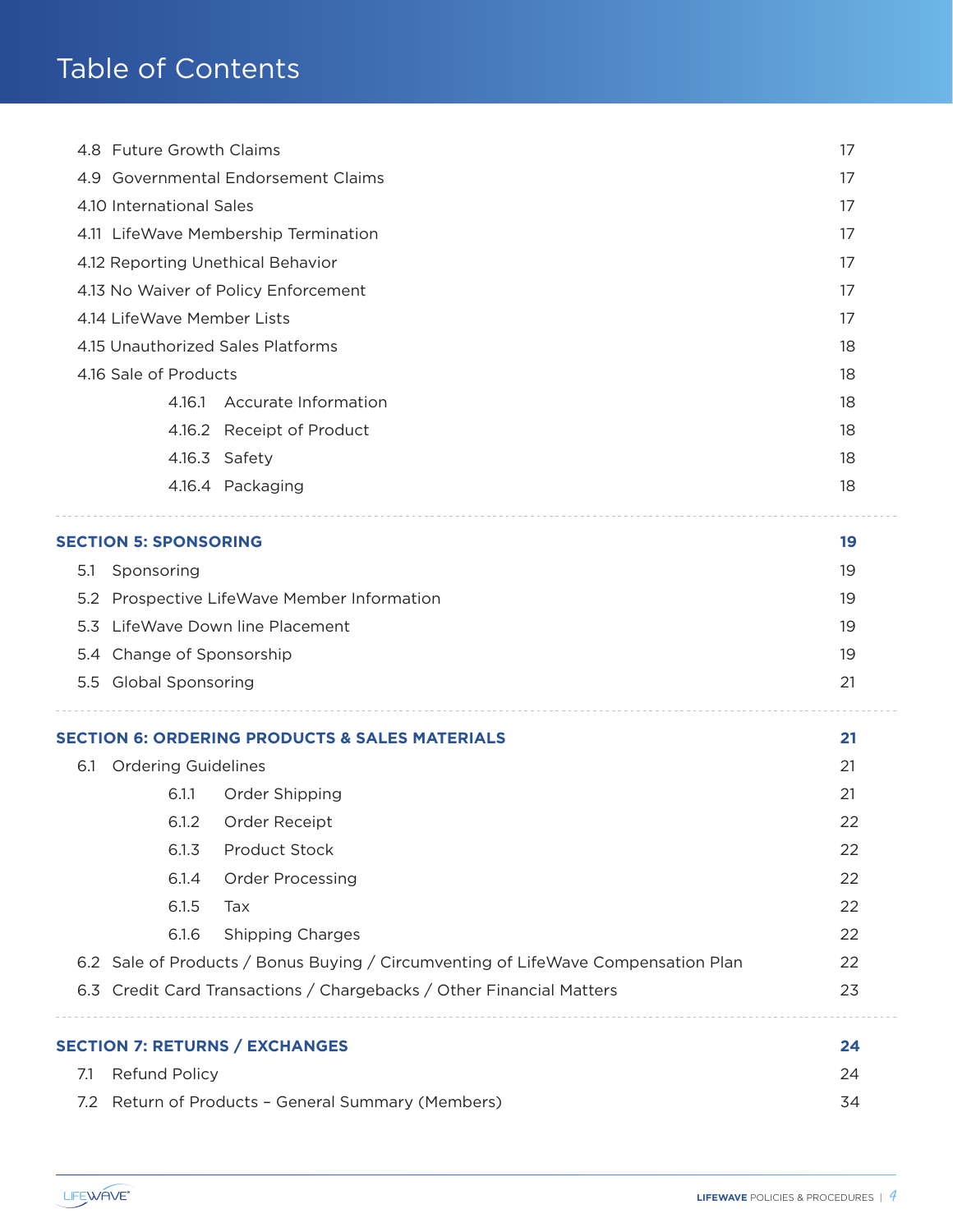# Table of Contents

| | |
|---|---|
| 4.8 Future Growth Claims | 17 |
| 4.9 Governmental Endorsement Claims | 17 |
| 4.10 International Sales | 17 |
| 4.11 LifeWave Membership Termination | 17 |
| 4.12 Reporting Unethical Behavior | 17 |
| 4.13 No Waiver of Policy Enforcement | 17 |
| 4.14 LifeWave Member Lists | 17 |
| 4.15 Unauthorized Sales Platforms | 18 |
| 4.16 Sale of Products | 18 |
| 4.16.1 Accurate Information | 18 |
| 4.16.2 Receipt of Product | 18 |
| 4.16.3 Safety | 18 |
| 4.16.4 Packaging | 18 |
| **SECTION 5: SPONSORING** | **19** |
| 5.1 Sponsoring | 19 |
| 5.2 Prospective LifeWave Member Information | 19 |
| 5.3 LifeWave Down line Placement | 19 |
| 5.4 Change of Sponsorship | 19 |
| 5.5 Global Sponsoring | 21 |
| **SECTION 6: ORDERING PRODUCTS & SALES MATERIALS** | **21** |
| 6.1 Ordering Guidelines | 21 |
| 6.1.1 Order Shipping | 21 |
| 6.1.2 Order Receipt | 22 |
| 6.1.3 Product Stock | 22 |
| 6.1.4 Order Processing | 22 |
| 6.1.5 Tax | 22 |
| 6.1.6 Shipping Charges | 22 |
| 6.2 Sale of Products / Bonus Buying / Circumventing of LifeWave Compensation Plan | 22 |
| 6.3 Credit Card Transactions / Chargebacks / Other Financial Matters | 23 |
| **SECTION 7: RETURNS / EXCHANGES** | **24** |
| 7.1 Refund Policy | 24 |
| 7.2 Return of Products – General Summary (Members) | 34 |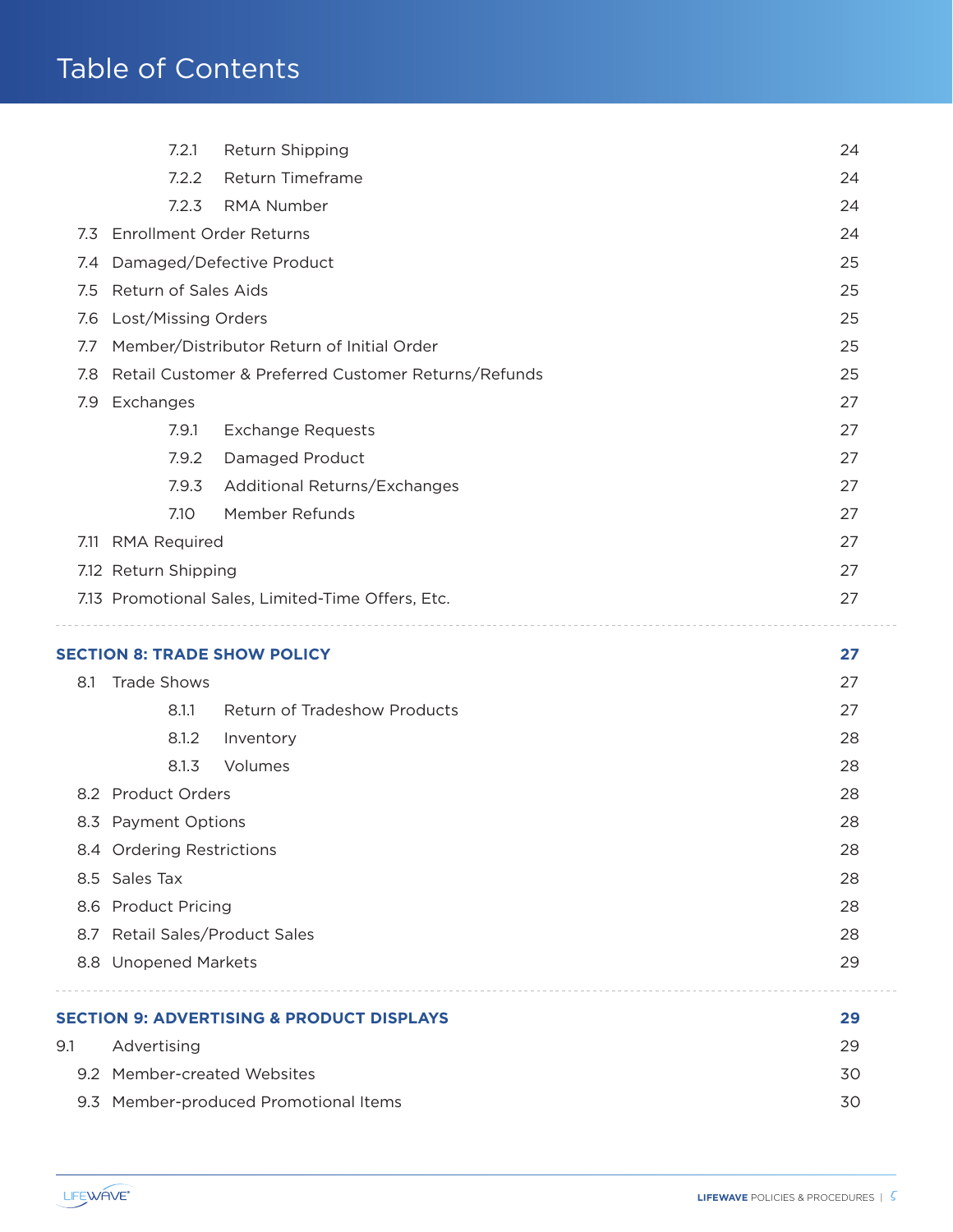# Table of Contents

| | | |
|---|---|---|
| 7.2.1 | Return Shipping | 24 |
| 7.2.2 | Return Timeframe | 24 |
| 7.2.3 | RMA Number | 24 |
| 7.3 | Enrollment Order Returns | 24 |
| 7.4 | Damaged/Defective Product | 25 |
| 7.5 | Return of Sales Aids | 25 |
| 7.6 | Lost/Missing Orders | 25 |
| 7.7 | Member/Distributor Return of Initial Order | 25 |
| 7.8 | Retail Customer & Preferred Customer Returns/Refunds | 25 |
| 7.9 | Exchanges | 27 |
| 7.9.1 | Exchange Requests | 27 |
| 7.9.2 | Damaged Product | 27 |
| 7.9.3 | Additional Returns/Exchanges | 27 |
| 7.10 | Member Refunds | 27 |
| 7.11 | RMA Required | 27 |
| 7.12 | Return Shipping | 27 |
| 7.13 | Promotional Sales, Limited-Time Offers, Etc. | 27 |

**SECTION 8: TRADE SHOW POLICY** — **27**

| | | |
|---|---|---|
| 8.1 | Trade Shows | 27 |
| 8.1.1 | Return of Tradeshow Products | 27 |
| 8.1.2 | Inventory | 28 |
| 8.1.3 | Volumes | 28 |
| 8.2 | Product Orders | 28 |
| 8.3 | Payment Options | 28 |
| 8.4 | Ordering Restrictions | 28 |
| 8.5 | Sales Tax | 28 |
| 8.6 | Product Pricing | 28 |
| 8.7 | Retail Sales/Product Sales | 28 |
| 8.8 | Unopened Markets | 29 |

**SECTION 9: ADVERTISING & PRODUCT DISPLAYS** — **29**

| | | |
|---|---|---|
| 9.1 | Advertising | 29 |
| 9.2 | Member-created Websites | 30 |
| 9.3 | Member-produced Promotional Items | 30 |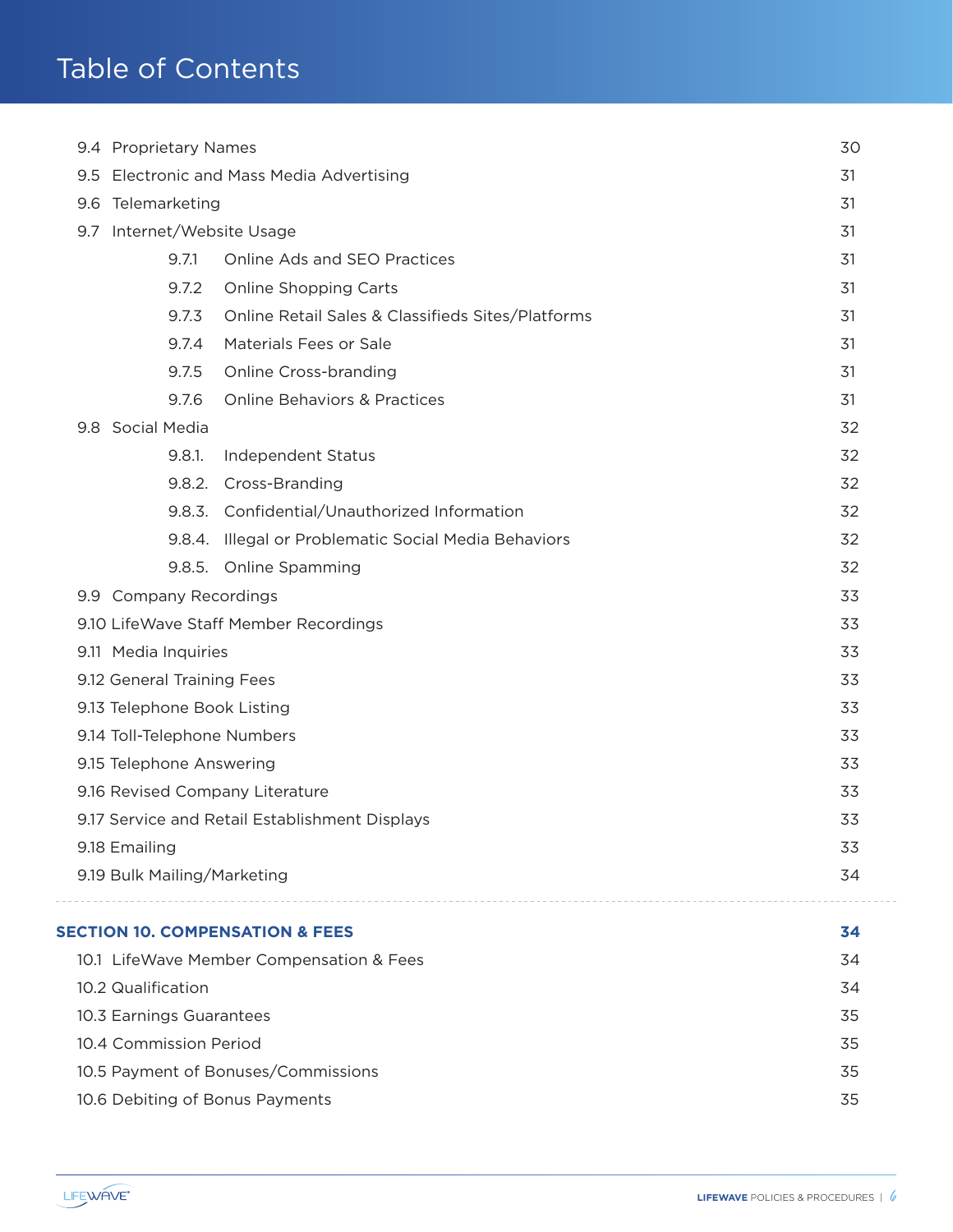# Table of Contents

| | |
|---|---|
| 9.4 Proprietary Names | 30 |
| 9.5 Electronic and Mass Media Advertising | 31 |
| 9.6 Telemarketing | 31 |
| 9.7 Internet/Website Usage | 31 |
| 9.7.1 Online Ads and SEO Practices | 31 |
| 9.7.2 Online Shopping Carts | 31 |
| 9.7.3 Online Retail Sales & Classifieds Sites/Platforms | 31 |
| 9.7.4 Materials Fees or Sale | 31 |
| 9.7.5 Online Cross-branding | 31 |
| 9.7.6 Online Behaviors & Practices | 31 |
| 9.8 Social Media | 32 |
| 9.8.1. Independent Status | 32 |
| 9.8.2. Cross-Branding | 32 |
| 9.8.3. Confidential/Unauthorized Information | 32 |
| 9.8.4. Illegal or Problematic Social Media Behaviors | 32 |
| 9.8.5. Online Spamming | 32 |
| 9.9 Company Recordings | 33 |
| 9.10 LifeWave Staff Member Recordings | 33 |
| 9.11 Media Inquiries | 33 |
| 9.12 General Training Fees | 33 |
| 9.13 Telephone Book Listing | 33 |
| 9.14 Toll-Telephone Numbers | 33 |
| 9.15 Telephone Answering | 33 |
| 9.16 Revised Company Literature | 33 |
| 9.17 Service and Retail Establishment Displays | 33 |
| 9.18 Emailing | 33 |
| 9.19 Bulk Mailing/Marketing | 34 |
| **SECTION 10. COMPENSATION & FEES** | **34** |
| 10.1 LifeWave Member Compensation & Fees | 34 |
| 10.2 Qualification | 34 |
| 10.3 Earnings Guarantees | 35 |
| 10.4 Commission Period | 35 |
| 10.5 Payment of Bonuses/Commissions | 35 |
| 10.6 Debiting of Bonus Payments | 35 |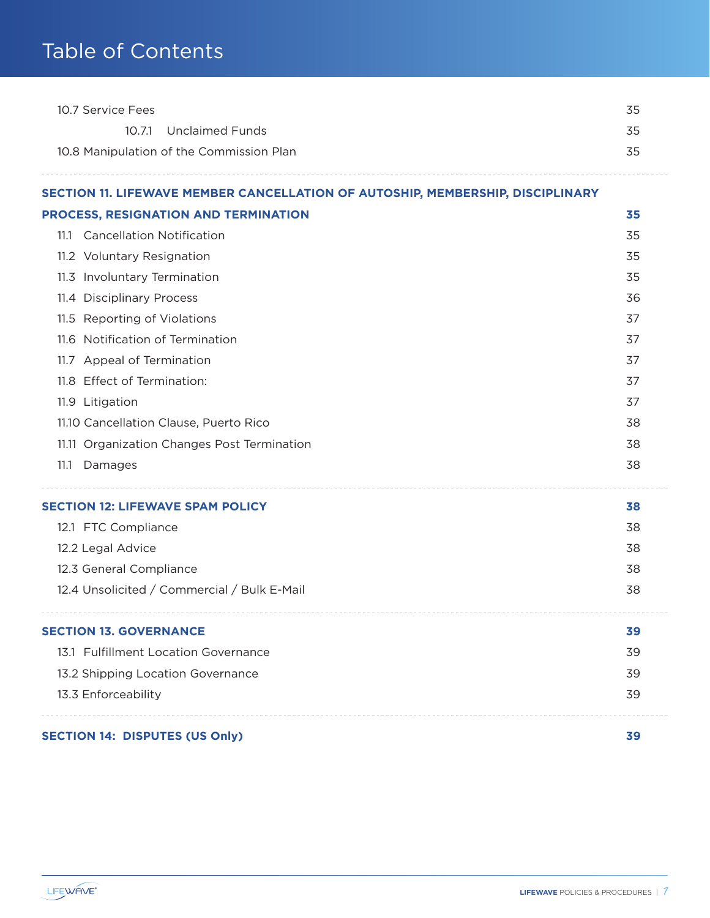# Table of Contents

10.7 Service Fees 35

10.7.1 Unclaimed Funds 35

10.8 Manipulation of the Commission Plan 35

**SECTION 11. LIFEWAVE MEMBER CANCELLATION OF AUTOSHIP, MEMBERSHIP, DISCIPLINARY PROCESS, RESIGNATION AND TERMINATION 35**

11.1 Cancellation Notification 35

11.2 Voluntary Resignation 35

11.3 Involuntary Termination 35

11.4 Disciplinary Process 36

11.5 Reporting of Violations 37

11.6 Notification of Termination 37

11.7 Appeal of Termination 37

11.8 Effect of Termination: 37

11.9 Litigation 37

11.10 Cancellation Clause, Puerto Rico 38

11.11 Organization Changes Post Termination 38

11.1 Damages 38

**SECTION 12: LIFEWAVE SPAM POLICY 38**

12.1 FTC Compliance 38

12.2 Legal Advice 38

12.3 General Compliance 38

12.4 Unsolicited / Commercial / Bulk E-Mail 38

**SECTION 13. GOVERNANCE 39**

13.1 Fulfillment Location Governance 39

13.2 Shipping Location Governance 39

13.3 Enforceability 39

**SECTION 14: DISPUTES (US Only) 39**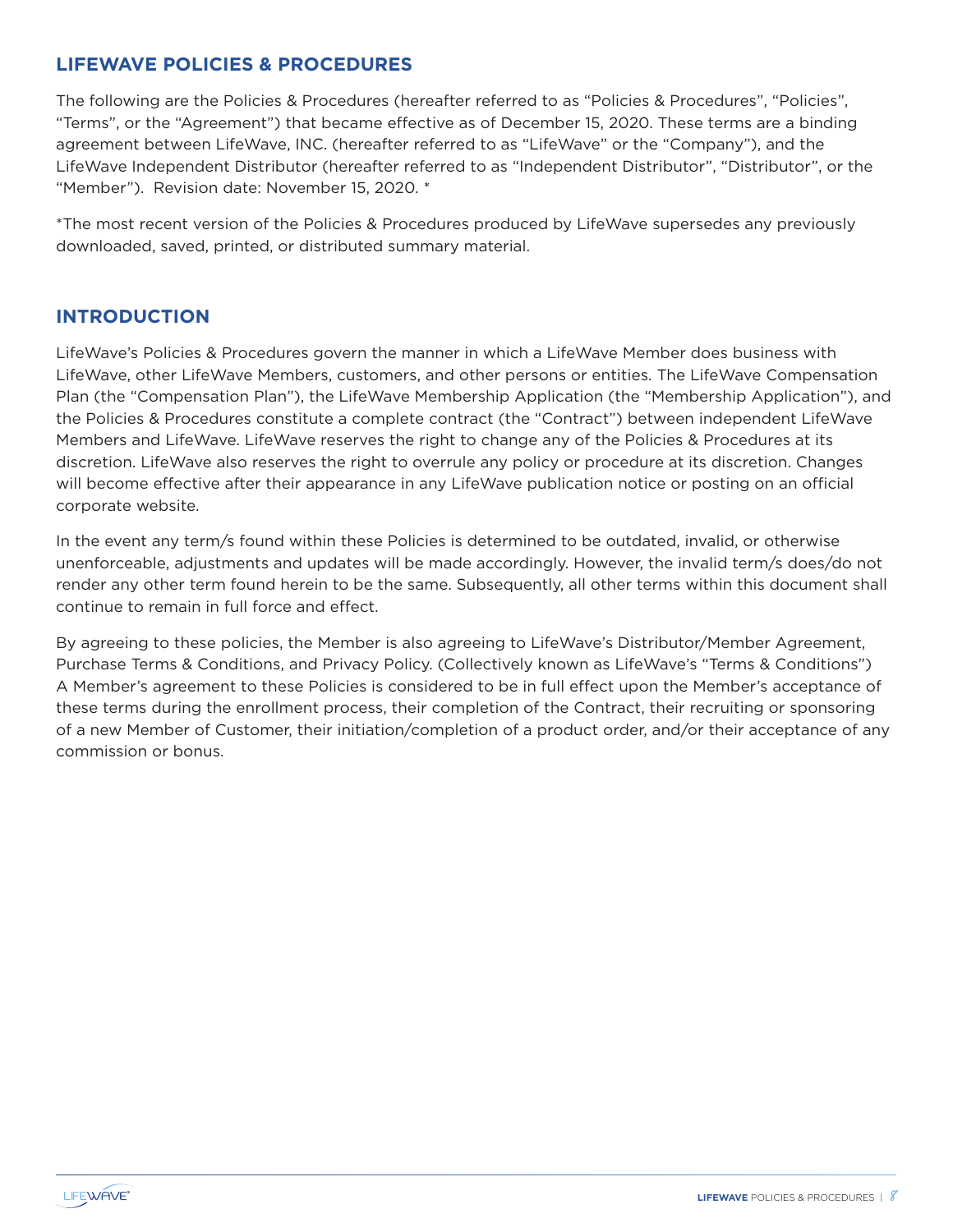## LIFEWAVE POLICIES & PROCEDURES

The following are the Policies & Procedures (hereafter referred to as "Policies & Procedures", "Policies", "Terms", or the "Agreement") that became effective as of December 15, 2020. These terms are a binding agreement between LifeWave, INC. (hereafter referred to as "LifeWave" or the "Company"), and the LifeWave Independent Distributor (hereafter referred to as "Independent Distributor", "Distributor", or the "Member"). Revision date: November 15, 2020. *

*The most recent version of the Policies & Procedures produced by LifeWave supersedes any previously downloaded, saved, printed, or distributed summary material.

## INTRODUCTION

LifeWave's Policies & Procedures govern the manner in which a LifeWave Member does business with LifeWave, other LifeWave Members, customers, and other persons or entities. The LifeWave Compensation Plan (the "Compensation Plan"), the LifeWave Membership Application (the "Membership Application"), and the Policies & Procedures constitute a complete contract (the "Contract") between independent LifeWave Members and LifeWave. LifeWave reserves the right to change any of the Policies & Procedures at its discretion. LifeWave also reserves the right to overrule any policy or procedure at its discretion. Changes will become effective after their appearance in any LifeWave publication notice or posting on an official corporate website.

In the event any term/s found within these Policies is determined to be outdated, invalid, or otherwise unenforceable, adjustments and updates will be made accordingly. However, the invalid term/s does/do not render any other term found herein to be the same. Subsequently, all other terms within this document shall continue to remain in full force and effect.

By agreeing to these policies, the Member is also agreeing to LifeWave's Distributor/Member Agreement, Purchase Terms & Conditions, and Privacy Policy. (Collectively known as LifeWave's "Terms & Conditions") A Member's agreement to these Policies is considered to be in full effect upon the Member's acceptance of these terms during the enrollment process, their completion of the Contract, their recruiting or sponsoring of a new Member of Customer, their initiation/completion of a product order, and/or their acceptance of any commission or bonus.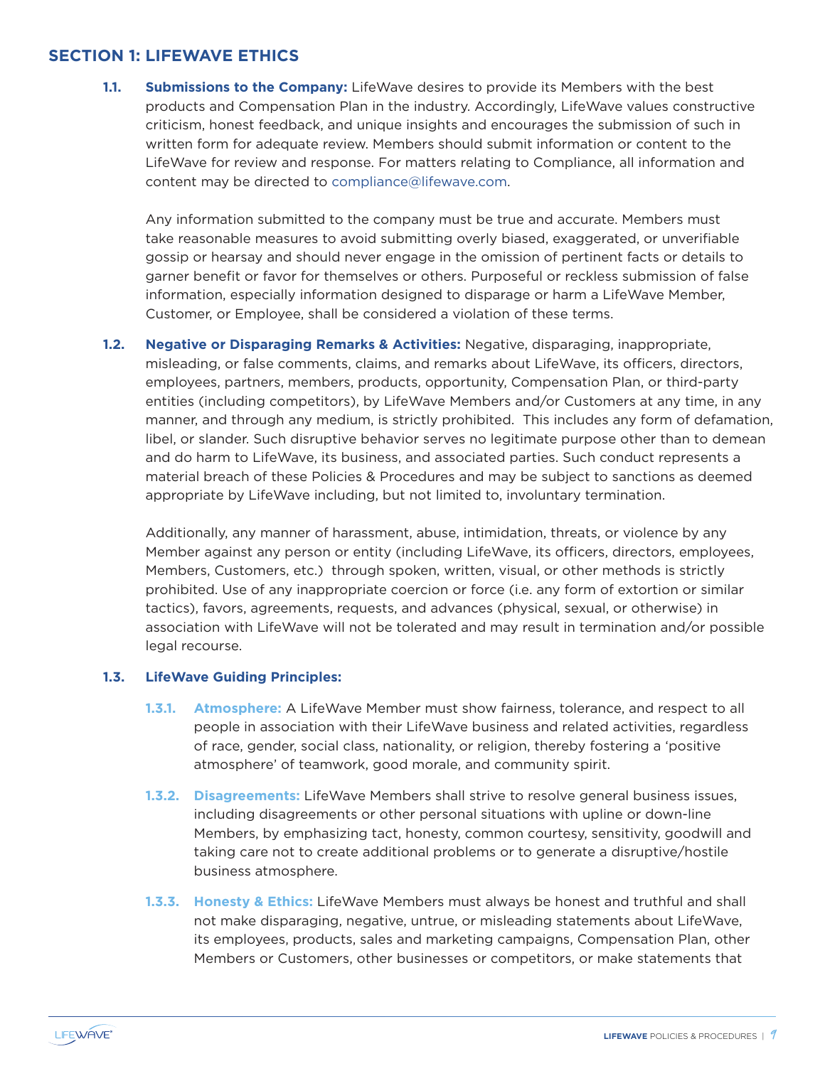## SECTION 1: LIFEWAVE ETHICS

**1.1. Submissions to the Company:** LifeWave desires to provide its Members with the best products and Compensation Plan in the industry. Accordingly, LifeWave values constructive criticism, honest feedback, and unique insights and encourages the submission of such in written form for adequate review. Members should submit information or content to the LifeWave for review and response. For matters relating to Compliance, all information and content may be directed to compliance@lifewave.com.

Any information submitted to the company must be true and accurate. Members must take reasonable measures to avoid submitting overly biased, exaggerated, or unverifiable gossip or hearsay and should never engage in the omission of pertinent facts or details to garner benefit or favor for themselves or others. Purposeful or reckless submission of false information, especially information designed to disparage or harm a LifeWave Member, Customer, or Employee, shall be considered a violation of these terms.

**1.2. Negative or Disparaging Remarks & Activities:** Negative, disparaging, inappropriate, misleading, or false comments, claims, and remarks about LifeWave, its officers, directors, employees, partners, members, products, opportunity, Compensation Plan, or third-party entities (including competitors), by LifeWave Members and/or Customers at any time, in any manner, and through any medium, is strictly prohibited. This includes any form of defamation, libel, or slander. Such disruptive behavior serves no legitimate purpose other than to demean and do harm to LifeWave, its business, and associated parties. Such conduct represents a material breach of these Policies & Procedures and may be subject to sanctions as deemed appropriate by LifeWave including, but not limited to, involuntary termination.

Additionally, any manner of harassment, abuse, intimidation, threats, or violence by any Member against any person or entity (including LifeWave, its officers, directors, employees, Members, Customers, etc.) through spoken, written, visual, or other methods is strictly prohibited. Use of any inappropriate coercion or force (i.e. any form of extortion or similar tactics), favors, agreements, requests, and advances (physical, sexual, or otherwise) in association with LifeWave will not be tolerated and may result in termination and/or possible legal recourse.

**1.3. LifeWave Guiding Principles:**

**1.3.1. Atmosphere:** A LifeWave Member must show fairness, tolerance, and respect to all people in association with their LifeWave business and related activities, regardless of race, gender, social class, nationality, or religion, thereby fostering a 'positive atmosphere' of teamwork, good morale, and community spirit.

**1.3.2. Disagreements:** LifeWave Members shall strive to resolve general business issues, including disagreements or other personal situations with upline or down-line Members, by emphasizing tact, honesty, common courtesy, sensitivity, goodwill and taking care not to create additional problems or to generate a disruptive/hostile business atmosphere.

**1.3.3. Honesty & Ethics:** LifeWave Members must always be honest and truthful and shall not make disparaging, negative, untrue, or misleading statements about LifeWave, its employees, products, sales and marketing campaigns, Compensation Plan, other Members or Customers, other businesses or competitors, or make statements that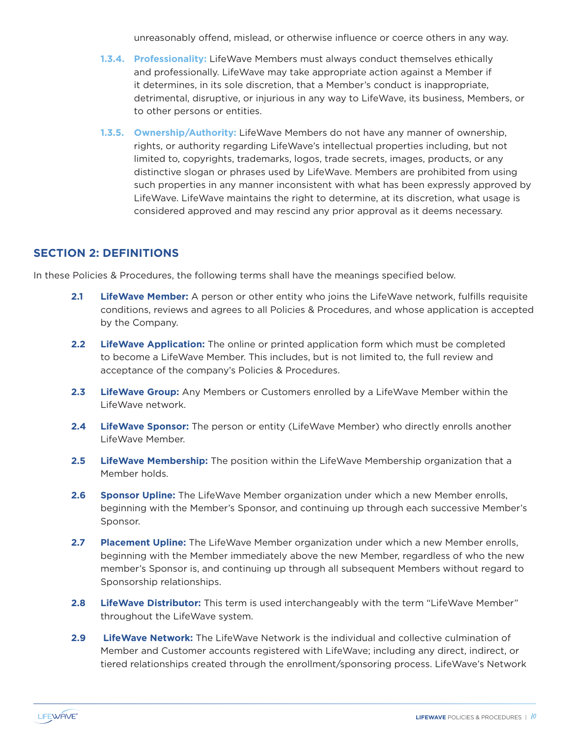unreasonably offend, mislead, or otherwise influence or coerce others in any way.

**1.3.4. Professionality:** LifeWave Members must always conduct themselves ethically and professionally. LifeWave may take appropriate action against a Member if it determines, in its sole discretion, that a Member's conduct is inappropriate, detrimental, disruptive, or injurious in any way to LifeWave, its business, Members, or to other persons or entities.

**1.3.5. Ownership/Authority:** LifeWave Members do not have any manner of ownership, rights, or authority regarding LifeWave's intellectual properties including, but not limited to, copyrights, trademarks, logos, trade secrets, images, products, or any distinctive slogan or phrases used by LifeWave. Members are prohibited from using such properties in any manner inconsistent with what has been expressly approved by LifeWave. LifeWave maintains the right to determine, at its discretion, what usage is considered approved and may rescind any prior approval as it deems necessary.

## SECTION 2: DEFINITIONS

In these Policies & Procedures, the following terms shall have the meanings specified below.

**2.1 LifeWave Member:** A person or other entity who joins the LifeWave network, fulfills requisite conditions, reviews and agrees to all Policies & Procedures, and whose application is accepted by the Company.

**2.2 LifeWave Application:** The online or printed application form which must be completed to become a LifeWave Member. This includes, but is not limited to, the full review and acceptance of the company's Policies & Procedures.

**2.3 LifeWave Group:** Any Members or Customers enrolled by a LifeWave Member within the LifeWave network.

**2.4 LifeWave Sponsor:** The person or entity (LifeWave Member) who directly enrolls another LifeWave Member.

**2.5 LifeWave Membership:** The position within the LifeWave Membership organization that a Member holds.

**2.6 Sponsor Upline:** The LifeWave Member organization under which a new Member enrolls, beginning with the Member's Sponsor, and continuing up through each successive Member's Sponsor.

**2.7 Placement Upline:** The LifeWave Member organization under which a new Member enrolls, beginning with the Member immediately above the new Member, regardless of who the new member's Sponsor is, and continuing up through all subsequent Members without regard to Sponsorship relationships.

**2.8 LifeWave Distributor:** This term is used interchangeably with the term "LifeWave Member" throughout the LifeWave system.

**2.9 LifeWave Network:** The LifeWave Network is the individual and collective culmination of Member and Customer accounts registered with LifeWave; including any direct, indirect, or tiered relationships created through the enrollment/sponsoring process. LifeWave's Network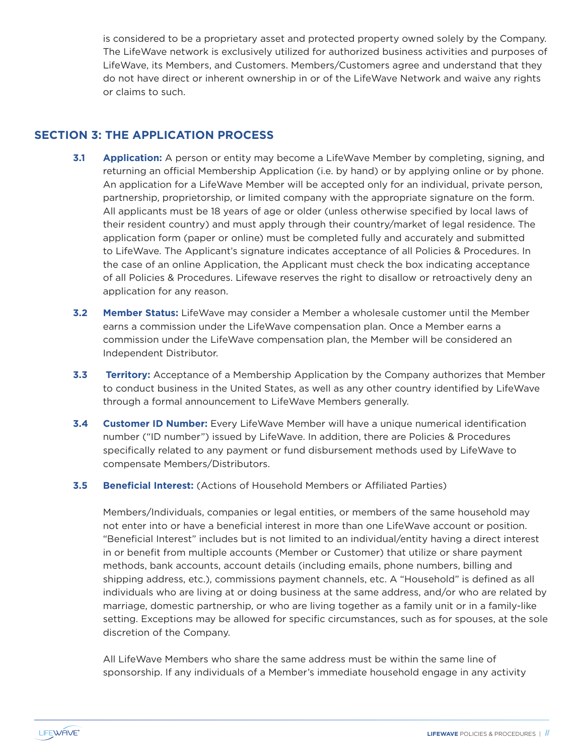is considered to be a proprietary asset and protected property owned solely by the Company. The LifeWave network is exclusively utilized for authorized business activities and purposes of LifeWave, its Members, and Customers. Members/Customers agree and understand that they do not have direct or inherent ownership in or of the LifeWave Network and waive any rights or claims to such.

## SECTION 3: THE APPLICATION PROCESS

**3.1 Application:** A person or entity may become a LifeWave Member by completing, signing, and returning an official Membership Application (i.e. by hand) or by applying online or by phone. An application for a LifeWave Member will be accepted only for an individual, private person, partnership, proprietorship, or limited company with the appropriate signature on the form. All applicants must be 18 years of age or older (unless otherwise specified by local laws of their resident country) and must apply through their country/market of legal residence. The application form (paper or online) must be completed fully and accurately and submitted to LifeWave. The Applicant's signature indicates acceptance of all Policies & Procedures. In the case of an online Application, the Applicant must check the box indicating acceptance of all Policies & Procedures. Lifewave reserves the right to disallow or retroactively deny an application for any reason.

**3.2 Member Status:** LifeWave may consider a Member a wholesale customer until the Member earns a commission under the LifeWave compensation plan. Once a Member earns a commission under the LifeWave compensation plan, the Member will be considered an Independent Distributor.

**3.3 Territory:** Acceptance of a Membership Application by the Company authorizes that Member to conduct business in the United States, as well as any other country identified by LifeWave through a formal announcement to LifeWave Members generally.

**3.4 Customer ID Number:** Every LifeWave Member will have a unique numerical identification number ("ID number") issued by LifeWave. In addition, there are Policies & Procedures specifically related to any payment or fund disbursement methods used by LifeWave to compensate Members/Distributors.

**3.5 Beneficial Interest:** (Actions of Household Members or Affiliated Parties)

Members/Individuals, companies or legal entities, or members of the same household may not enter into or have a beneficial interest in more than one LifeWave account or position. "Beneficial Interest" includes but is not limited to an individual/entity having a direct interest in or benefit from multiple accounts (Member or Customer) that utilize or share payment methods, bank accounts, account details (including emails, phone numbers, billing and shipping address, etc.), commissions payment channels, etc. A "Household" is defined as all individuals who are living at or doing business at the same address, and/or who are related by marriage, domestic partnership, or who are living together as a family unit or in a family-like setting. Exceptions may be allowed for specific circumstances, such as for spouses, at the sole discretion of the Company.

All LifeWave Members who share the same address must be within the same line of sponsorship. If any individuals of a Member's immediate household engage in any activity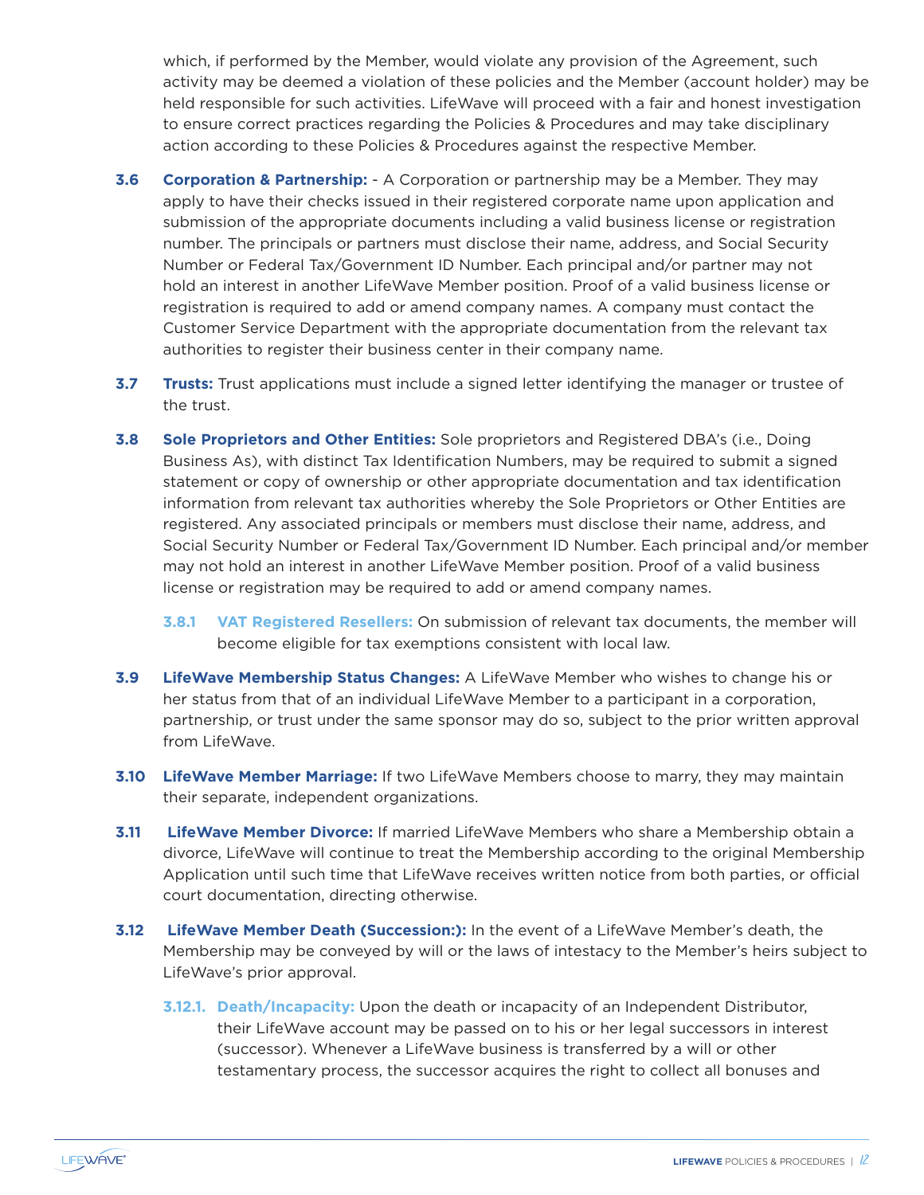which, if performed by the Member, would violate any provision of the Agreement, such activity may be deemed a violation of these policies and the Member (account holder) may be held responsible for such activities. LifeWave will proceed with a fair and honest investigation to ensure correct practices regarding the Policies & Procedures and may take disciplinary action according to these Policies & Procedures against the respective Member.

**3.6 Corporation & Partnership:** - A Corporation or partnership may be a Member. They may apply to have their checks issued in their registered corporate name upon application and submission of the appropriate documents including a valid business license or registration number. The principals or partners must disclose their name, address, and Social Security Number or Federal Tax/Government ID Number. Each principal and/or partner may not hold an interest in another LifeWave Member position. Proof of a valid business license or registration is required to add or amend company names. A company must contact the Customer Service Department with the appropriate documentation from the relevant tax authorities to register their business center in their company name.

**3.7 Trusts:** Trust applications must include a signed letter identifying the manager or trustee of the trust.

**3.8 Sole Proprietors and Other Entities:** Sole proprietors and Registered DBA's (i.e., Doing Business As), with distinct Tax Identification Numbers, may be required to submit a signed statement or copy of ownership or other appropriate documentation and tax identification information from relevant tax authorities whereby the Sole Proprietors or Other Entities are registered. Any associated principals or members must disclose their name, address, and Social Security Number or Federal Tax/Government ID Number. Each principal and/or member may not hold an interest in another LifeWave Member position. Proof of a valid business license or registration may be required to add or amend company names.

**3.8.1 VAT Registered Resellers:** On submission of relevant tax documents, the member will become eligible for tax exemptions consistent with local law.

**3.9 LifeWave Membership Status Changes:** A LifeWave Member who wishes to change his or her status from that of an individual LifeWave Member to a participant in a corporation, partnership, or trust under the same sponsor may do so, subject to the prior written approval from LifeWave.

**3.10 LifeWave Member Marriage:** If two LifeWave Members choose to marry, they may maintain their separate, independent organizations.

**3.11 LifeWave Member Divorce:** If married LifeWave Members who share a Membership obtain a divorce, LifeWave will continue to treat the Membership according to the original Membership Application until such time that LifeWave receives written notice from both parties, or official court documentation, directing otherwise.

**3.12 LifeWave Member Death (Succession:):** In the event of a LifeWave Member's death, the Membership may be conveyed by will or the laws of intestacy to the Member's heirs subject to LifeWave's prior approval.

**3.12.1. Death/Incapacity:** Upon the death or incapacity of an Independent Distributor, their LifeWave account may be passed on to his or her legal successors in interest (successor). Whenever a LifeWave business is transferred by a will or other testamentary process, the successor acquires the right to collect all bonuses and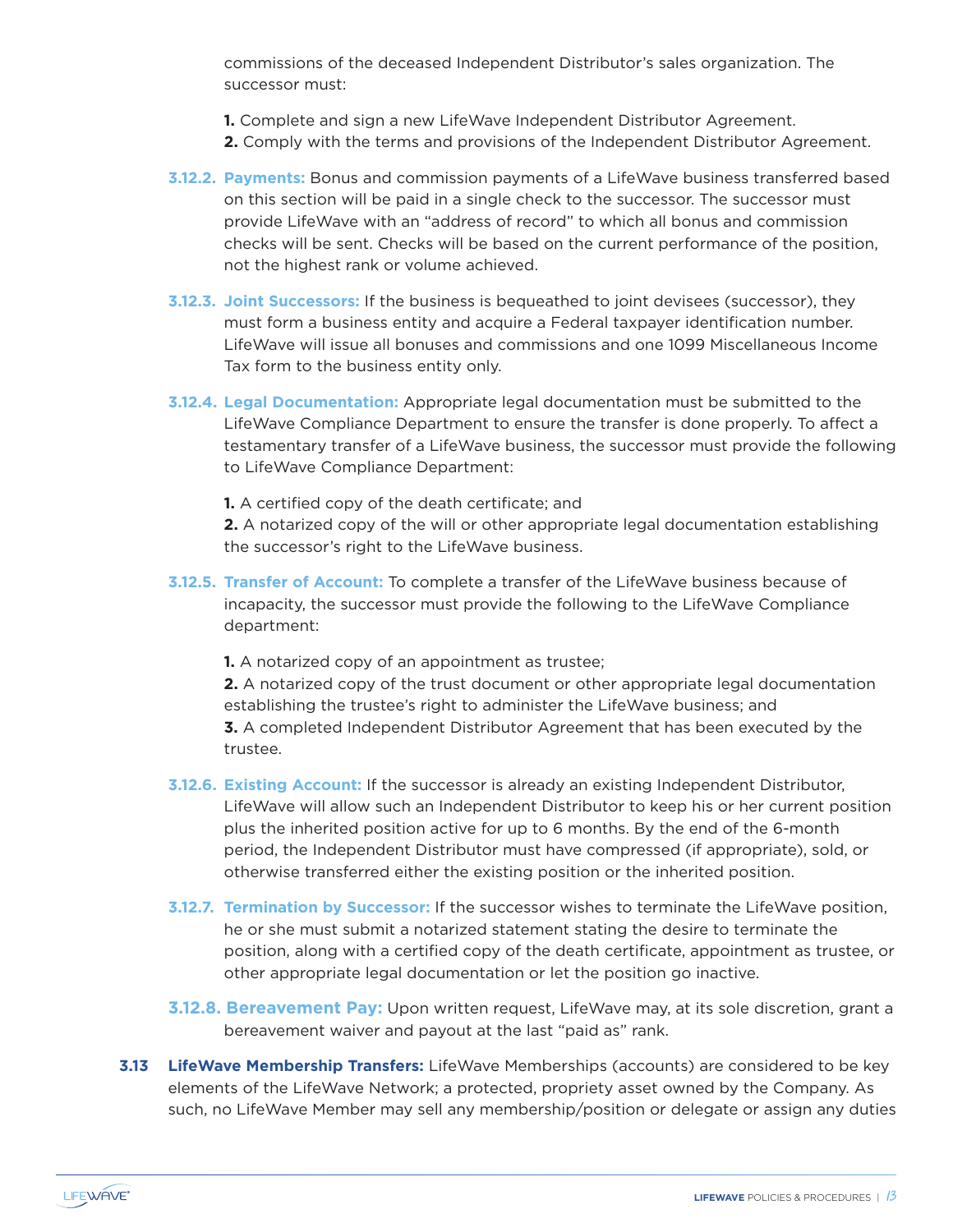commissions of the deceased Independent Distributor's sales organization. The successor must:

**1.** Complete and sign a new LifeWave Independent Distributor Agreement.
**2.** Comply with the terms and provisions of the Independent Distributor Agreement.

**3.12.2. Payments:** Bonus and commission payments of a LifeWave business transferred based on this section will be paid in a single check to the successor. The successor must provide LifeWave with an "address of record" to which all bonus and commission checks will be sent. Checks will be based on the current performance of the position, not the highest rank or volume achieved.

**3.12.3. Joint Successors:** If the business is bequeathed to joint devisees (successor), they must form a business entity and acquire a Federal taxpayer identification number. LifeWave will issue all bonuses and commissions and one 1099 Miscellaneous Income Tax form to the business entity only.

**3.12.4. Legal Documentation:** Appropriate legal documentation must be submitted to the LifeWave Compliance Department to ensure the transfer is done properly. To affect a testamentary transfer of a LifeWave business, the successor must provide the following to LifeWave Compliance Department:

**1.** A certified copy of the death certificate; and
**2.** A notarized copy of the will or other appropriate legal documentation establishing the successor's right to the LifeWave business.

**3.12.5. Transfer of Account:** To complete a transfer of the LifeWave business because of incapacity, the successor must provide the following to the LifeWave Compliance department:

**1.** A notarized copy of an appointment as trustee;
**2.** A notarized copy of the trust document or other appropriate legal documentation establishing the trustee's right to administer the LifeWave business; and
**3.** A completed Independent Distributor Agreement that has been executed by the trustee.

**3.12.6. Existing Account:** If the successor is already an existing Independent Distributor, LifeWave will allow such an Independent Distributor to keep his or her current position plus the inherited position active for up to 6 months. By the end of the 6-month period, the Independent Distributor must have compressed (if appropriate), sold, or otherwise transferred either the existing position or the inherited position.

**3.12.7. Termination by Successor:** If the successor wishes to terminate the LifeWave position, he or she must submit a notarized statement stating the desire to terminate the position, along with a certified copy of the death certificate, appointment as trustee, or other appropriate legal documentation or let the position go inactive.

**3.12.8. Bereavement Pay:** Upon written request, LifeWave may, at its sole discretion, grant a bereavement waiver and payout at the last "paid as" rank.

**3.13 LifeWave Membership Transfers:** LifeWave Memberships (accounts) are considered to be key elements of the LifeWave Network; a protected, propriety asset owned by the Company. As such, no LifeWave Member may sell any membership/position or delegate or assign any duties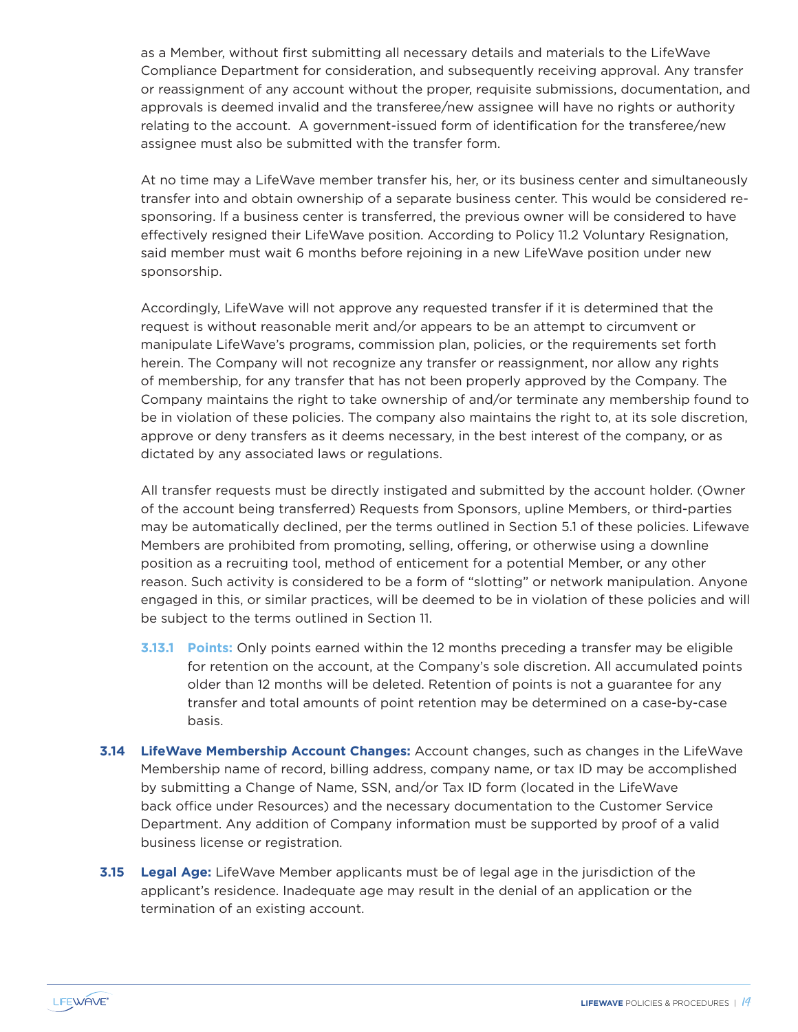as a Member, without first submitting all necessary details and materials to the LifeWave Compliance Department for consideration, and subsequently receiving approval. Any transfer or reassignment of any account without the proper, requisite submissions, documentation, and approvals is deemed invalid and the transferee/new assignee will have no rights or authority relating to the account. A government-issued form of identification for the transferee/new assignee must also be submitted with the transfer form.

At no time may a LifeWave member transfer his, her, or its business center and simultaneously transfer into and obtain ownership of a separate business center. This would be considered re-sponsoring. If a business center is transferred, the previous owner will be considered to have effectively resigned their LifeWave position. According to Policy 11.2 Voluntary Resignation, said member must wait 6 months before rejoining in a new LifeWave position under new sponsorship.

Accordingly, LifeWave will not approve any requested transfer if it is determined that the request is without reasonable merit and/or appears to be an attempt to circumvent or manipulate LifeWave's programs, commission plan, policies, or the requirements set forth herein. The Company will not recognize any transfer or reassignment, nor allow any rights of membership, for any transfer that has not been properly approved by the Company. The Company maintains the right to take ownership of and/or terminate any membership found to be in violation of these policies. The company also maintains the right to, at its sole discretion, approve or deny transfers as it deems necessary, in the best interest of the company, or as dictated by any associated laws or regulations.

All transfer requests must be directly instigated and submitted by the account holder. (Owner of the account being transferred) Requests from Sponsors, upline Members, or third-parties may be automatically declined, per the terms outlined in Section 5.1 of these policies. Lifewave Members are prohibited from promoting, selling, offering, or otherwise using a downline position as a recruiting tool, method of enticement for a potential Member, or any other reason. Such activity is considered to be a form of "slotting" or network manipulation. Anyone engaged in this, or similar practices, will be deemed to be in violation of these policies and will be subject to the terms outlined in Section 11.

**3.13.1 Points:** Only points earned within the 12 months preceding a transfer may be eligible for retention on the account, at the Company's sole discretion. All accumulated points older than 12 months will be deleted. Retention of points is not a guarantee for any transfer and total amounts of point retention may be determined on a case-by-case basis.

**3.14 LifeWave Membership Account Changes:** Account changes, such as changes in the LifeWave Membership name of record, billing address, company name, or tax ID may be accomplished by submitting a Change of Name, SSN, and/or Tax ID form (located in the LifeWave back office under Resources) and the necessary documentation to the Customer Service Department. Any addition of Company information must be supported by proof of a valid business license or registration.

**3.15 Legal Age:** LifeWave Member applicants must be of legal age in the jurisdiction of the applicant's residence. Inadequate age may result in the denial of an application or the termination of an existing account.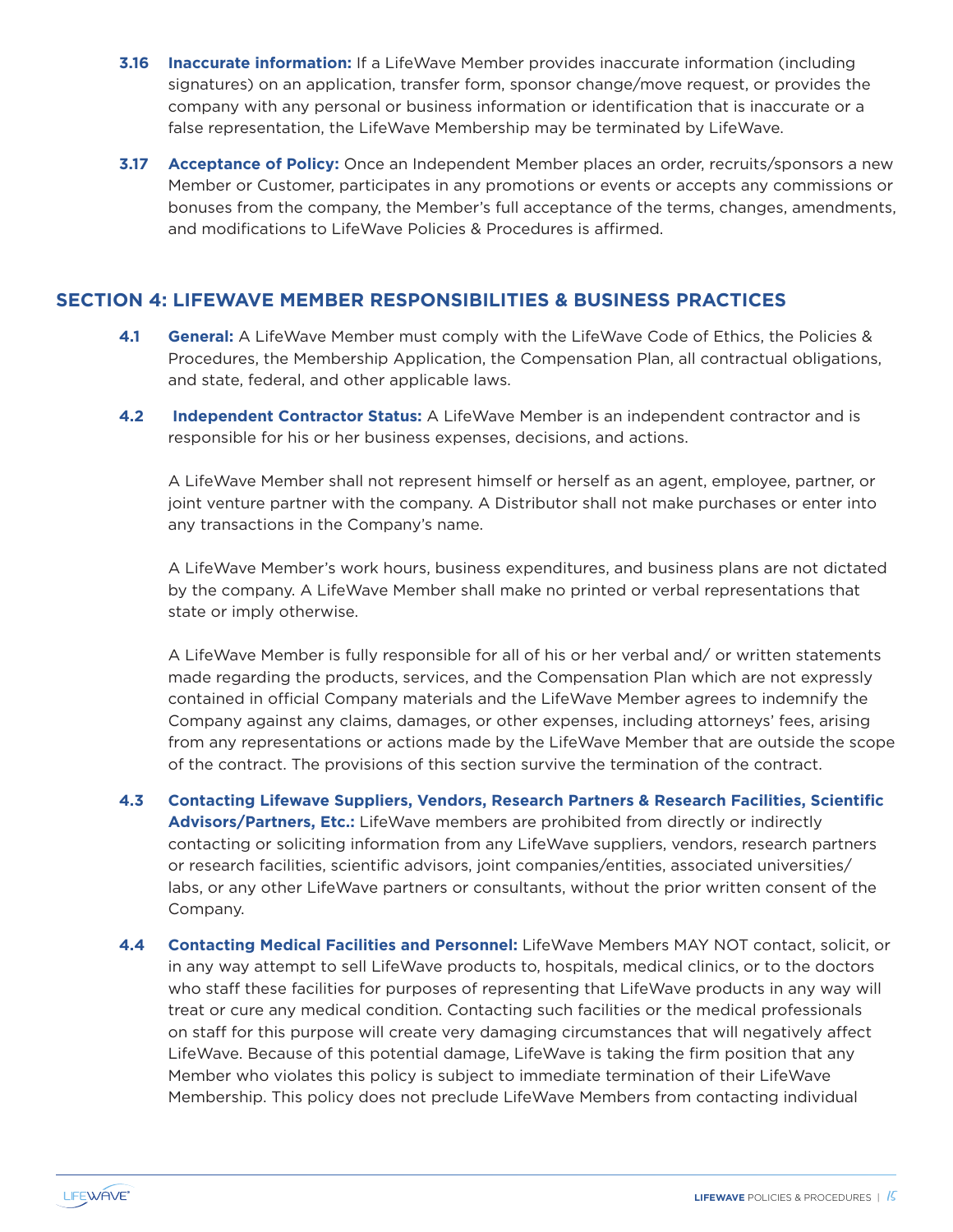**3.16 Inaccurate information:** If a LifeWave Member provides inaccurate information (including signatures) on an application, transfer form, sponsor change/move request, or provides the company with any personal or business information or identification that is inaccurate or a false representation, the LifeWave Membership may be terminated by LifeWave.

**3.17 Acceptance of Policy:** Once an Independent Member places an order, recruits/sponsors a new Member or Customer, participates in any promotions or events or accepts any commissions or bonuses from the company, the Member's full acceptance of the terms, changes, amendments, and modifications to LifeWave Policies & Procedures is affirmed.

## SECTION 4: LIFEWAVE MEMBER RESPONSIBILITIES & BUSINESS PRACTICES

**4.1 General:** A LifeWave Member must comply with the LifeWave Code of Ethics, the Policies & Procedures, the Membership Application, the Compensation Plan, all contractual obligations, and state, federal, and other applicable laws.

**4.2 Independent Contractor Status:** A LifeWave Member is an independent contractor and is responsible for his or her business expenses, decisions, and actions.

A LifeWave Member shall not represent himself or herself as an agent, employee, partner, or joint venture partner with the company. A Distributor shall not make purchases or enter into any transactions in the Company's name.

A LifeWave Member's work hours, business expenditures, and business plans are not dictated by the company. A LifeWave Member shall make no printed or verbal representations that state or imply otherwise.

A LifeWave Member is fully responsible for all of his or her verbal and/ or written statements made regarding the products, services, and the Compensation Plan which are not expressly contained in official Company materials and the LifeWave Member agrees to indemnify the Company against any claims, damages, or other expenses, including attorneys' fees, arising from any representations or actions made by the LifeWave Member that are outside the scope of the contract. The provisions of this section survive the termination of the contract.

**4.3 Contacting Lifewave Suppliers, Vendors, Research Partners & Research Facilities, Scientific Advisors/Partners, Etc.:** LifeWave members are prohibited from directly or indirectly contacting or soliciting information from any LifeWave suppliers, vendors, research partners or research facilities, scientific advisors, joint companies/entities, associated universities/ labs, or any other LifeWave partners or consultants, without the prior written consent of the Company.

**4.4 Contacting Medical Facilities and Personnel:** LifeWave Members MAY NOT contact, solicit, or in any way attempt to sell LifeWave products to, hospitals, medical clinics, or to the doctors who staff these facilities for purposes of representing that LifeWave products in any way will treat or cure any medical condition. Contacting such facilities or the medical professionals on staff for this purpose will create very damaging circumstances that will negatively affect LifeWave. Because of this potential damage, LifeWave is taking the firm position that any Member who violates this policy is subject to immediate termination of their LifeWave Membership. This policy does not preclude LifeWave Members from contacting individual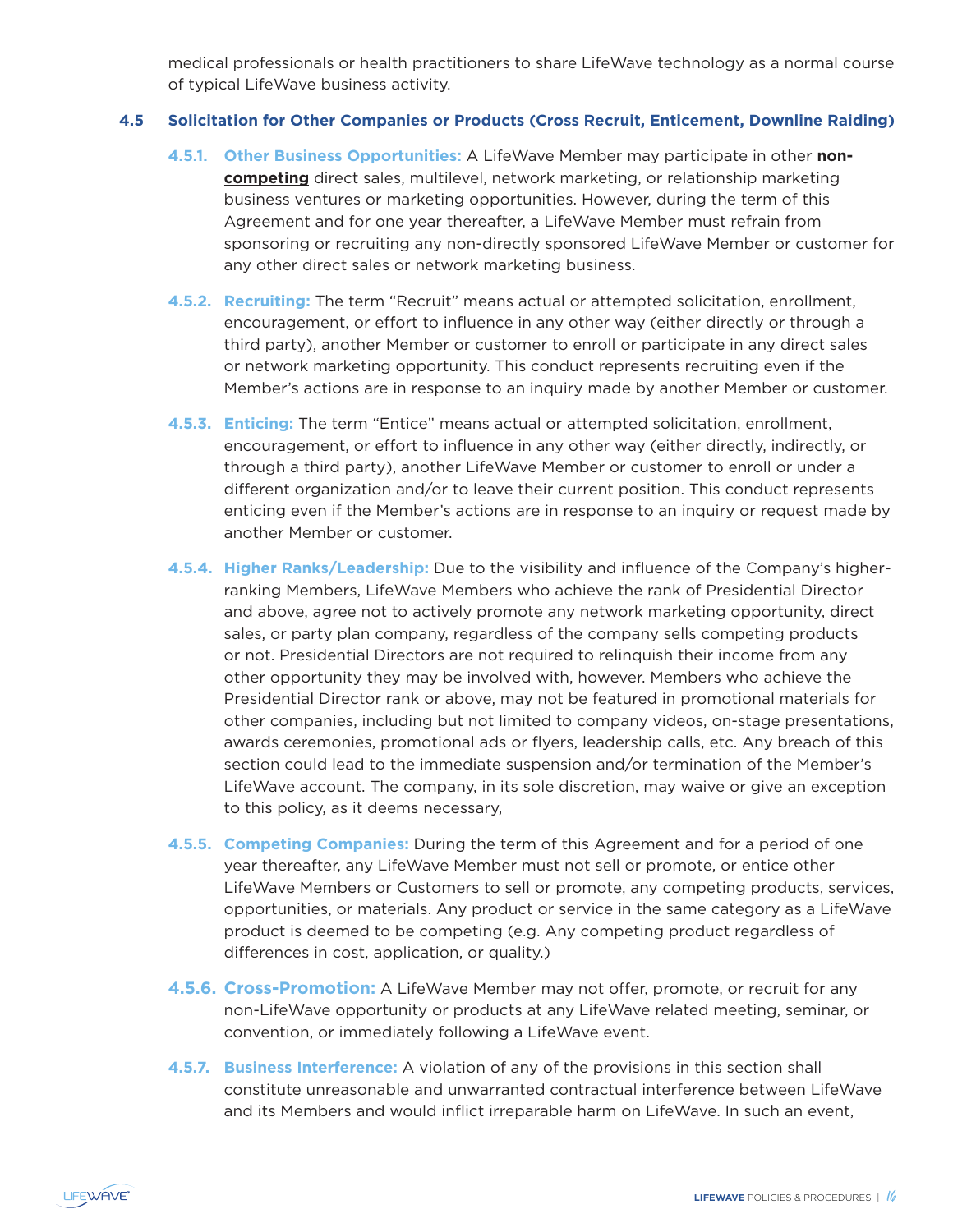medical professionals or health practitioners to share LifeWave technology as a normal course of typical LifeWave business activity.

### 4.5 Solicitation for Other Companies or Products (Cross Recruit, Enticement, Downline Raiding)

**4.5.1. Other Business Opportunities:** A LifeWave Member may participate in other **non-competing** direct sales, multilevel, network marketing, or relationship marketing business ventures or marketing opportunities. However, during the term of this Agreement and for one year thereafter, a LifeWave Member must refrain from sponsoring or recruiting any non-directly sponsored LifeWave Member or customer for any other direct sales or network marketing business.

**4.5.2. Recruiting:** The term "Recruit" means actual or attempted solicitation, enrollment, encouragement, or effort to influence in any other way (either directly or through a third party), another Member or customer to enroll or participate in any direct sales or network marketing opportunity. This conduct represents recruiting even if the Member's actions are in response to an inquiry made by another Member or customer.

**4.5.3. Enticing:** The term "Entice" means actual or attempted solicitation, enrollment, encouragement, or effort to influence in any other way (either directly, indirectly, or through a third party), another LifeWave Member or customer to enroll or under a different organization and/or to leave their current position. This conduct represents enticing even if the Member's actions are in response to an inquiry or request made by another Member or customer.

**4.5.4. Higher Ranks/Leadership:** Due to the visibility and influence of the Company's higher-ranking Members, LifeWave Members who achieve the rank of Presidential Director and above, agree not to actively promote any network marketing opportunity, direct sales, or party plan company, regardless of the company sells competing products or not. Presidential Directors are not required to relinquish their income from any other opportunity they may be involved with, however. Members who achieve the Presidential Director rank or above, may not be featured in promotional materials for other companies, including but not limited to company videos, on-stage presentations, awards ceremonies, promotional ads or flyers, leadership calls, etc. Any breach of this section could lead to the immediate suspension and/or termination of the Member's LifeWave account. The company, in its sole discretion, may waive or give an exception to this policy, as it deems necessary,

**4.5.5. Competing Companies:** During the term of this Agreement and for a period of one year thereafter, any LifeWave Member must not sell or promote, or entice other LifeWave Members or Customers to sell or promote, any competing products, services, opportunities, or materials. Any product or service in the same category as a LifeWave product is deemed to be competing (e.g. Any competing product regardless of differences in cost, application, or quality.)

**4.5.6. Cross-Promotion:** A LifeWave Member may not offer, promote, or recruit for any non-LifeWave opportunity or products at any LifeWave related meeting, seminar, or convention, or immediately following a LifeWave event.

**4.5.7. Business Interference:** A violation of any of the provisions in this section shall constitute unreasonable and unwarranted contractual interference between LifeWave and its Members and would inflict irreparable harm on LifeWave. In such an event,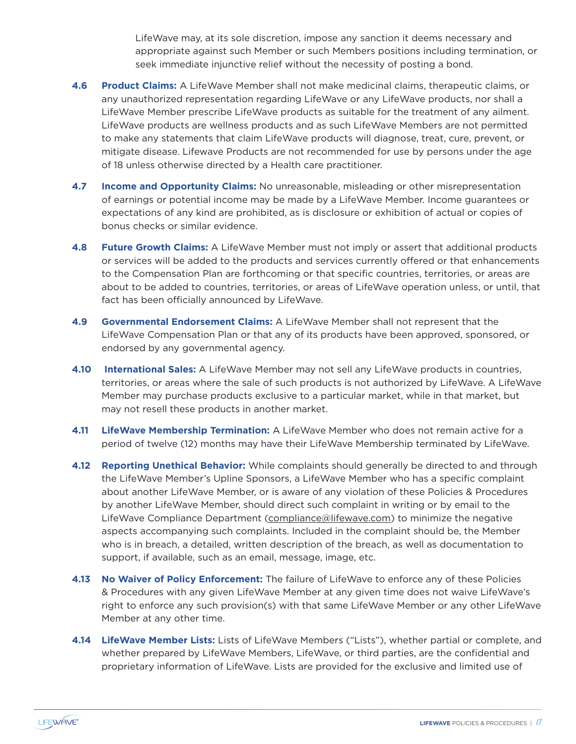LifeWave may, at its sole discretion, impose any sanction it deems necessary and appropriate against such Member or such Members positions including termination, or seek immediate injunctive relief without the necessity of posting a bond.

**4.6 Product Claims:** A LifeWave Member shall not make medicinal claims, therapeutic claims, or any unauthorized representation regarding LifeWave or any LifeWave products, nor shall a LifeWave Member prescribe LifeWave products as suitable for the treatment of any ailment. LifeWave products are wellness products and as such LifeWave Members are not permitted to make any statements that claim LifeWave products will diagnose, treat, cure, prevent, or mitigate disease. Lifewave Products are not recommended for use by persons under the age of 18 unless otherwise directed by a Health care practitioner.

**4.7 Income and Opportunity Claims:** No unreasonable, misleading or other misrepresentation of earnings or potential income may be made by a LifeWave Member. Income guarantees or expectations of any kind are prohibited, as is disclosure or exhibition of actual or copies of bonus checks or similar evidence.

**4.8 Future Growth Claims:** A LifeWave Member must not imply or assert that additional products or services will be added to the products and services currently offered or that enhancements to the Compensation Plan are forthcoming or that specific countries, territories, or areas are about to be added to countries, territories, or areas of LifeWave operation unless, or until, that fact has been officially announced by LifeWave.

**4.9 Governmental Endorsement Claims:** A LifeWave Member shall not represent that the LifeWave Compensation Plan or that any of its products have been approved, sponsored, or endorsed by any governmental agency.

**4.10 International Sales:** A LifeWave Member may not sell any LifeWave products in countries, territories, or areas where the sale of such products is not authorized by LifeWave. A LifeWave Member may purchase products exclusive to a particular market, while in that market, but may not resell these products in another market.

**4.11 LifeWave Membership Termination:** A LifeWave Member who does not remain active for a period of twelve (12) months may have their LifeWave Membership terminated by LifeWave.

**4.12 Reporting Unethical Behavior:** While complaints should generally be directed to and through the LifeWave Member's Upline Sponsors, a LifeWave Member who has a specific complaint about another LifeWave Member, or is aware of any violation of these Policies & Procedures by another LifeWave Member, should direct such complaint in writing or by email to the LifeWave Compliance Department (compliance@lifewave.com) to minimize the negative aspects accompanying such complaints. Included in the complaint should be, the Member who is in breach, a detailed, written description of the breach, as well as documentation to support, if available, such as an email, message, image, etc.

**4.13 No Waiver of Policy Enforcement:** The failure of LifeWave to enforce any of these Policies & Procedures with any given LifeWave Member at any given time does not waive LifeWave's right to enforce any such provision(s) with that same LifeWave Member or any other LifeWave Member at any other time.

**4.14 LifeWave Member Lists:** Lists of LifeWave Members ("Lists"), whether partial or complete, and whether prepared by LifeWave Members, LifeWave, or third parties, are the confidential and proprietary information of LifeWave. Lists are provided for the exclusive and limited use of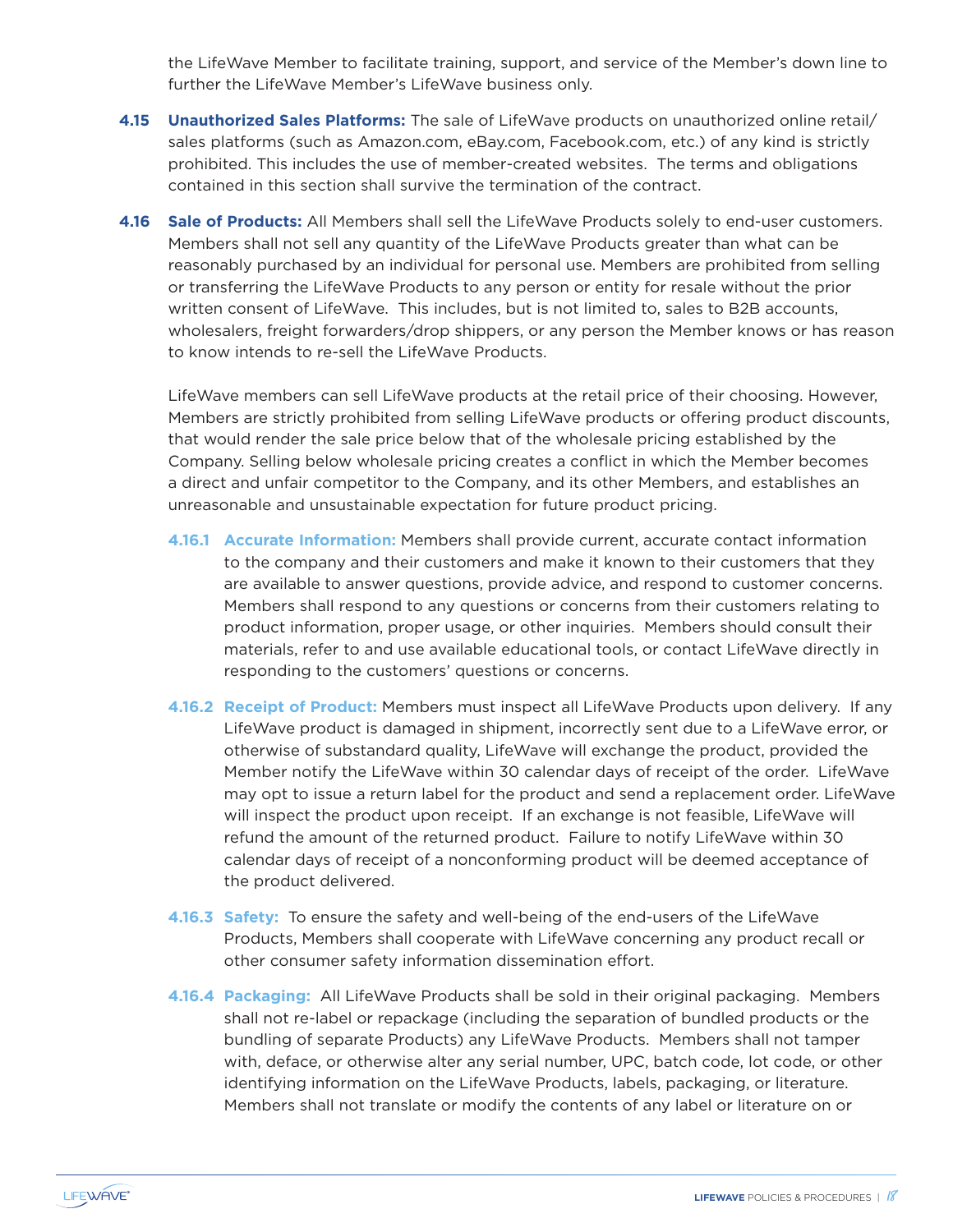the LifeWave Member to facilitate training, support, and service of the Member's down line to further the LifeWave Member's LifeWave business only.

**4.15 Unauthorized Sales Platforms:** The sale of LifeWave products on unauthorized online retail/ sales platforms (such as Amazon.com, eBay.com, Facebook.com, etc.) of any kind is strictly prohibited. This includes the use of member-created websites. The terms and obligations contained in this section shall survive the termination of the contract.

**4.16 Sale of Products:** All Members shall sell the LifeWave Products solely to end-user customers. Members shall not sell any quantity of the LifeWave Products greater than what can be reasonably purchased by an individual for personal use. Members are prohibited from selling or transferring the LifeWave Products to any person or entity for resale without the prior written consent of LifeWave. This includes, but is not limited to, sales to B2B accounts, wholesalers, freight forwarders/drop shippers, or any person the Member knows or has reason to know intends to re-sell the LifeWave Products.

LifeWave members can sell LifeWave products at the retail price of their choosing. However, Members are strictly prohibited from selling LifeWave products or offering product discounts, that would render the sale price below that of the wholesale pricing established by the Company. Selling below wholesale pricing creates a conflict in which the Member becomes a direct and unfair competitor to the Company, and its other Members, and establishes an unreasonable and unsustainable expectation for future product pricing.

**4.16.1 Accurate Information:** Members shall provide current, accurate contact information to the company and their customers and make it known to their customers that they are available to answer questions, provide advice, and respond to customer concerns. Members shall respond to any questions or concerns from their customers relating to product information, proper usage, or other inquiries. Members should consult their materials, refer to and use available educational tools, or contact LifeWave directly in responding to the customers' questions or concerns.

**4.16.2 Receipt of Product:** Members must inspect all LifeWave Products upon delivery. If any LifeWave product is damaged in shipment, incorrectly sent due to a LifeWave error, or otherwise of substandard quality, LifeWave will exchange the product, provided the Member notify the LifeWave within 30 calendar days of receipt of the order. LifeWave may opt to issue a return label for the product and send a replacement order. LifeWave will inspect the product upon receipt. If an exchange is not feasible, LifeWave will refund the amount of the returned product. Failure to notify LifeWave within 30 calendar days of receipt of a nonconforming product will be deemed acceptance of the product delivered.

**4.16.3 Safety:** To ensure the safety and well-being of the end-users of the LifeWave Products, Members shall cooperate with LifeWave concerning any product recall or other consumer safety information dissemination effort.

**4.16.4 Packaging:** All LifeWave Products shall be sold in their original packaging. Members shall not re-label or repackage (including the separation of bundled products or the bundling of separate Products) any LifeWave Products. Members shall not tamper with, deface, or otherwise alter any serial number, UPC, batch code, lot code, or other identifying information on the LifeWave Products, labels, packaging, or literature. Members shall not translate or modify the contents of any label or literature on or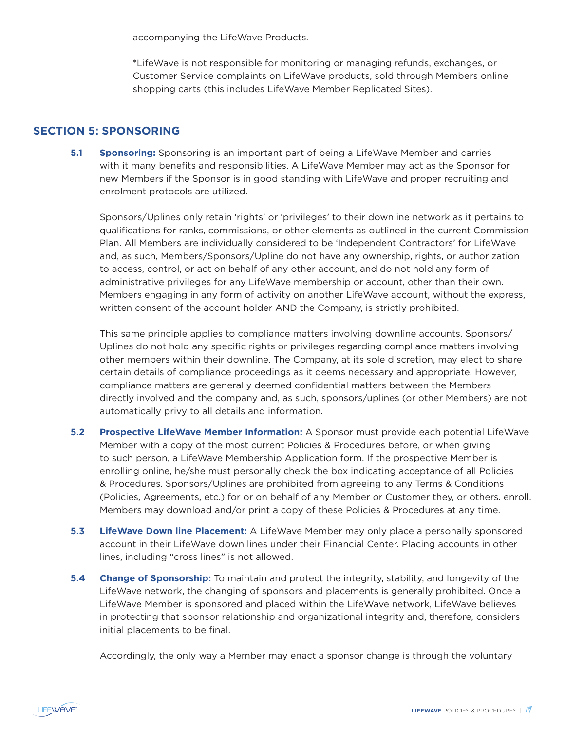accompanying the LifeWave Products.

*LifeWave is not responsible for monitoring or managing refunds, exchanges, or Customer Service complaints on LifeWave products, sold through Members online shopping carts (this includes LifeWave Member Replicated Sites).

## SECTION 5: SPONSORING

**5.1 Sponsoring:** Sponsoring is an important part of being a LifeWave Member and carries with it many benefits and responsibilities. A LifeWave Member may act as the Sponsor for new Members if the Sponsor is in good standing with LifeWave and proper recruiting and enrolment protocols are utilized.

Sponsors/Uplines only retain 'rights' or 'privileges' to their downline network as it pertains to qualifications for ranks, commissions, or other elements as outlined in the current Commission Plan. All Members are individually considered to be 'Independent Contractors' for LifeWave and, as such, Members/Sponsors/Upline do not have any ownership, rights, or authorization to access, control, or act on behalf of any other account, and do not hold any form of administrative privileges for any LifeWave membership or account, other than their own. Members engaging in any form of activity on another LifeWave account, without the express, written consent of the account holder AND the Company, is strictly prohibited.

This same principle applies to compliance matters involving downline accounts. Sponsors/Uplines do not hold any specific rights or privileges regarding compliance matters involving other members within their downline. The Company, at its sole discretion, may elect to share certain details of compliance proceedings as it deems necessary and appropriate. However, compliance matters are generally deemed confidential matters between the Members directly involved and the company and, as such, sponsors/uplines (or other Members) are not automatically privy to all details and information.

**5.2 Prospective LifeWave Member Information:** A Sponsor must provide each potential LifeWave Member with a copy of the most current Policies & Procedures before, or when giving to such person, a LifeWave Membership Application form. If the prospective Member is enrolling online, he/she must personally check the box indicating acceptance of all Policies & Procedures. Sponsors/Uplines are prohibited from agreeing to any Terms & Conditions (Policies, Agreements, etc.) for or on behalf of any Member or Customer they, or others. enroll. Members may download and/or print a copy of these Policies & Procedures at any time.

**5.3 LifeWave Down line Placement:** A LifeWave Member may only place a personally sponsored account in their LifeWave down lines under their Financial Center. Placing accounts in other lines, including "cross lines" is not allowed.

**5.4 Change of Sponsorship:** To maintain and protect the integrity, stability, and longevity of the LifeWave network, the changing of sponsors and placements is generally prohibited. Once a LifeWave Member is sponsored and placed within the LifeWave network, LifeWave believes in protecting that sponsor relationship and organizational integrity and, therefore, considers initial placements to be final.

Accordingly, the only way a Member may enact a sponsor change is through the voluntary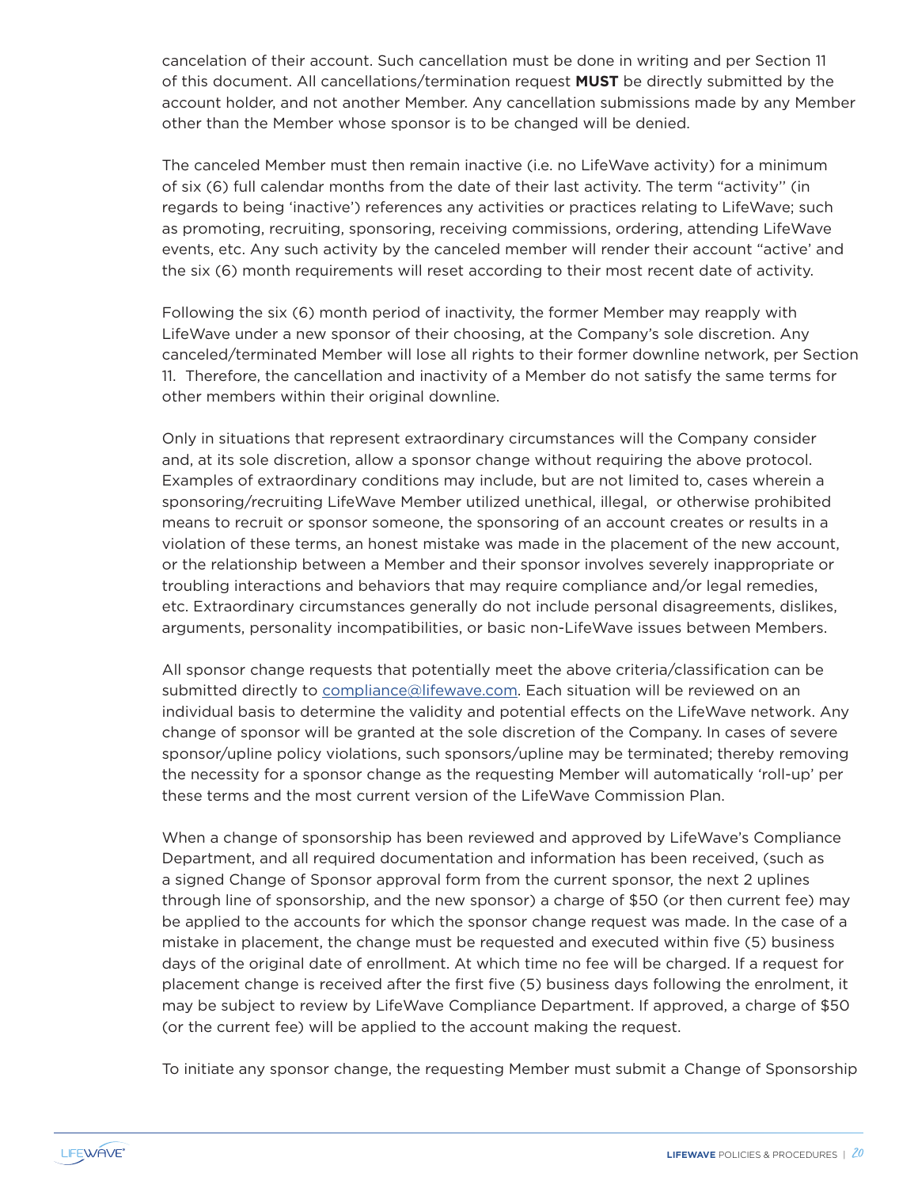cancelation of their account. Such cancellation must be done in writing and per Section 11 of this document. All cancellations/termination request **MUST** be directly submitted by the account holder, and not another Member. Any cancellation submissions made by any Member other than the Member whose sponsor is to be changed will be denied.

The canceled Member must then remain inactive (i.e. no LifeWave activity) for a minimum of six (6) full calendar months from the date of their last activity. The term "activity" (in regards to being 'inactive') references any activities or practices relating to LifeWave; such as promoting, recruiting, sponsoring, receiving commissions, ordering, attending LifeWave events, etc. Any such activity by the canceled member will render their account "active' and the six (6) month requirements will reset according to their most recent date of activity.

Following the six (6) month period of inactivity, the former Member may reapply with LifeWave under a new sponsor of their choosing, at the Company's sole discretion. Any canceled/terminated Member will lose all rights to their former downline network, per Section 11. Therefore, the cancellation and inactivity of a Member do not satisfy the same terms for other members within their original downline.

Only in situations that represent extraordinary circumstances will the Company consider and, at its sole discretion, allow a sponsor change without requiring the above protocol. Examples of extraordinary conditions may include, but are not limited to, cases wherein a sponsoring/recruiting LifeWave Member utilized unethical, illegal, or otherwise prohibited means to recruit or sponsor someone, the sponsoring of an account creates or results in a violation of these terms, an honest mistake was made in the placement of the new account, or the relationship between a Member and their sponsor involves severely inappropriate or troubling interactions and behaviors that may require compliance and/or legal remedies, etc. Extraordinary circumstances generally do not include personal disagreements, dislikes, arguments, personality incompatibilities, or basic non-LifeWave issues between Members.

All sponsor change requests that potentially meet the above criteria/classification can be submitted directly to compliance@lifewave.com. Each situation will be reviewed on an individual basis to determine the validity and potential effects on the LifeWave network. Any change of sponsor will be granted at the sole discretion of the Company. In cases of severe sponsor/upline policy violations, such sponsors/upline may be terminated; thereby removing the necessity for a sponsor change as the requesting Member will automatically 'roll-up' per these terms and the most current version of the LifeWave Commission Plan.

When a change of sponsorship has been reviewed and approved by LifeWave's Compliance Department, and all required documentation and information has been received, (such as a signed Change of Sponsor approval form from the current sponsor, the next 2 uplines through line of sponsorship, and the new sponsor) a charge of $50 (or then current fee) may be applied to the accounts for which the sponsor change request was made. In the case of a mistake in placement, the change must be requested and executed within five (5) business days of the original date of enrollment. At which time no fee will be charged. If a request for placement change is received after the first five (5) business days following the enrolment, it may be subject to review by LifeWave Compliance Department. If approved, a charge of $50 (or the current fee) will be applied to the account making the request.

To initiate any sponsor change, the requesting Member must submit a Change of Sponsorship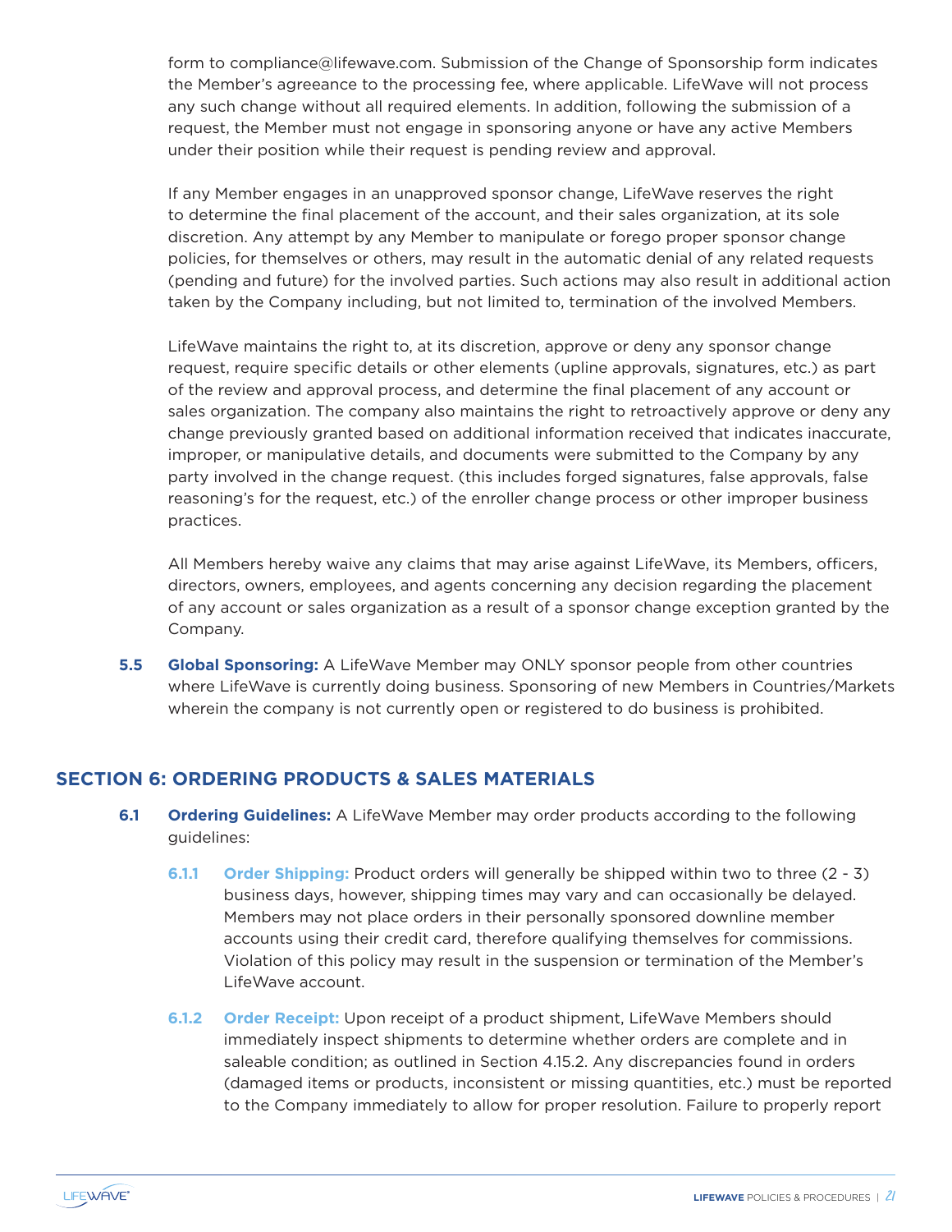form to compliance@lifewave.com. Submission of the Change of Sponsorship form indicates the Member's agreeance to the processing fee, where applicable. LifeWave will not process any such change without all required elements. In addition, following the submission of a request, the Member must not engage in sponsoring anyone or have any active Members under their position while their request is pending review and approval.

If any Member engages in an unapproved sponsor change, LifeWave reserves the right to determine the final placement of the account, and their sales organization, at its sole discretion. Any attempt by any Member to manipulate or forego proper sponsor change policies, for themselves or others, may result in the automatic denial of any related requests (pending and future) for the involved parties. Such actions may also result in additional action taken by the Company including, but not limited to, termination of the involved Members.

LifeWave maintains the right to, at its discretion, approve or deny any sponsor change request, require specific details or other elements (upline approvals, signatures, etc.) as part of the review and approval process, and determine the final placement of any account or sales organization. The company also maintains the right to retroactively approve or deny any change previously granted based on additional information received that indicates inaccurate, improper, or manipulative details, and documents were submitted to the Company by any party involved in the change request. (this includes forged signatures, false approvals, false reasoning's for the request, etc.) of the enroller change process or other improper business practices.

All Members hereby waive any claims that may arise against LifeWave, its Members, officers, directors, owners, employees, and agents concerning any decision regarding the placement of any account or sales organization as a result of a sponsor change exception granted by the Company.

**5.5 Global Sponsoring:** A LifeWave Member may ONLY sponsor people from other countries where LifeWave is currently doing business. Sponsoring of new Members in Countries/Markets wherein the company is not currently open or registered to do business is prohibited.

## SECTION 6: ORDERING PRODUCTS & SALES MATERIALS

**6.1 Ordering Guidelines:** A LifeWave Member may order products according to the following guidelines:

**6.1.1 Order Shipping:** Product orders will generally be shipped within two to three (2 - 3) business days, however, shipping times may vary and can occasionally be delayed. Members may not place orders in their personally sponsored downline member accounts using their credit card, therefore qualifying themselves for commissions. Violation of this policy may result in the suspension or termination of the Member's LifeWave account.

**6.1.2 Order Receipt:** Upon receipt of a product shipment, LifeWave Members should immediately inspect shipments to determine whether orders are complete and in saleable condition; as outlined in Section 4.15.2. Any discrepancies found in orders (damaged items or products, inconsistent or missing quantities, etc.) must be reported to the Company immediately to allow for proper resolution. Failure to properly report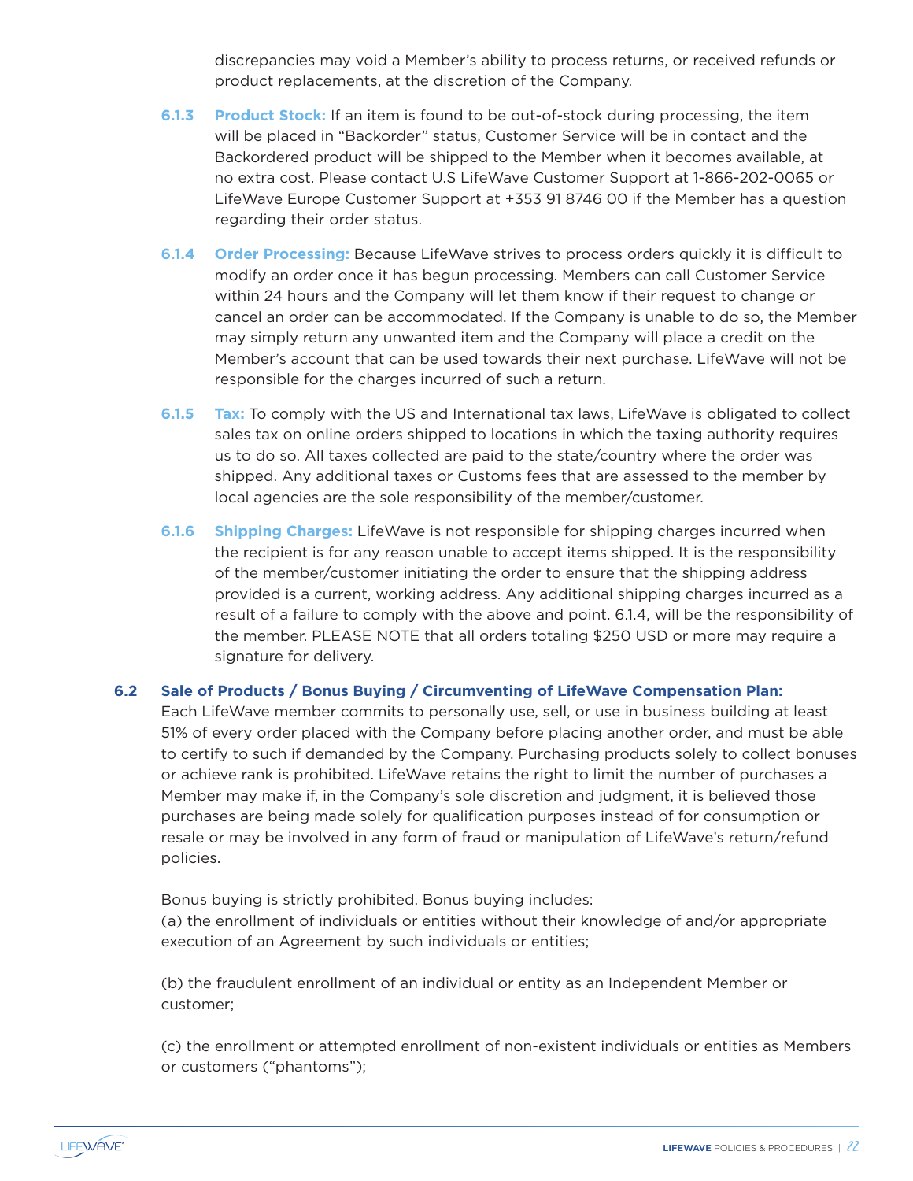discrepancies may void a Member's ability to process returns, or received refunds or product replacements, at the discretion of the Company.

**6.1.3 Product Stock:** If an item is found to be out-of-stock during processing, the item will be placed in "Backorder" status, Customer Service will be in contact and the Backordered product will be shipped to the Member when it becomes available, at no extra cost. Please contact U.S LifeWave Customer Support at 1-866-202-0065 or LifeWave Europe Customer Support at +353 91 8746 00 if the Member has a question regarding their order status.

**6.1.4 Order Processing:** Because LifeWave strives to process orders quickly it is difficult to modify an order once it has begun processing. Members can call Customer Service within 24 hours and the Company will let them know if their request to change or cancel an order can be accommodated. If the Company is unable to do so, the Member may simply return any unwanted item and the Company will place a credit on the Member's account that can be used towards their next purchase. LifeWave will not be responsible for the charges incurred of such a return.

**6.1.5 Tax:** To comply with the US and International tax laws, LifeWave is obligated to collect sales tax on online orders shipped to locations in which the taxing authority requires us to do so. All taxes collected are paid to the state/country where the order was shipped. Any additional taxes or Customs fees that are assessed to the member by local agencies are the sole responsibility of the member/customer.

**6.1.6 Shipping Charges:** LifeWave is not responsible for shipping charges incurred when the recipient is for any reason unable to accept items shipped. It is the responsibility of the member/customer initiating the order to ensure that the shipping address provided is a current, working address. Any additional shipping charges incurred as a result of a failure to comply with the above and point. 6.1.4, will be the responsibility of the member. PLEASE NOTE that all orders totaling $250 USD or more may require a signature for delivery.

### 6.2 Sale of Products / Bonus Buying / Circumventing of LifeWave Compensation Plan:

Each LifeWave member commits to personally use, sell, or use in business building at least 51% of every order placed with the Company before placing another order, and must be able to certify to such if demanded by the Company. Purchasing products solely to collect bonuses or achieve rank is prohibited. LifeWave retains the right to limit the number of purchases a Member may make if, in the Company's sole discretion and judgment, it is believed those purchases are being made solely for qualification purposes instead of for consumption or resale or may be involved in any form of fraud or manipulation of LifeWave's return/refund policies.

Bonus buying is strictly prohibited. Bonus buying includes:
(a) the enrollment of individuals or entities without their knowledge of and/or appropriate execution of an Agreement by such individuals or entities;

(b) the fraudulent enrollment of an individual or entity as an Independent Member or customer;

(c) the enrollment or attempted enrollment of non-existent individuals or entities as Members or customers ("phantoms");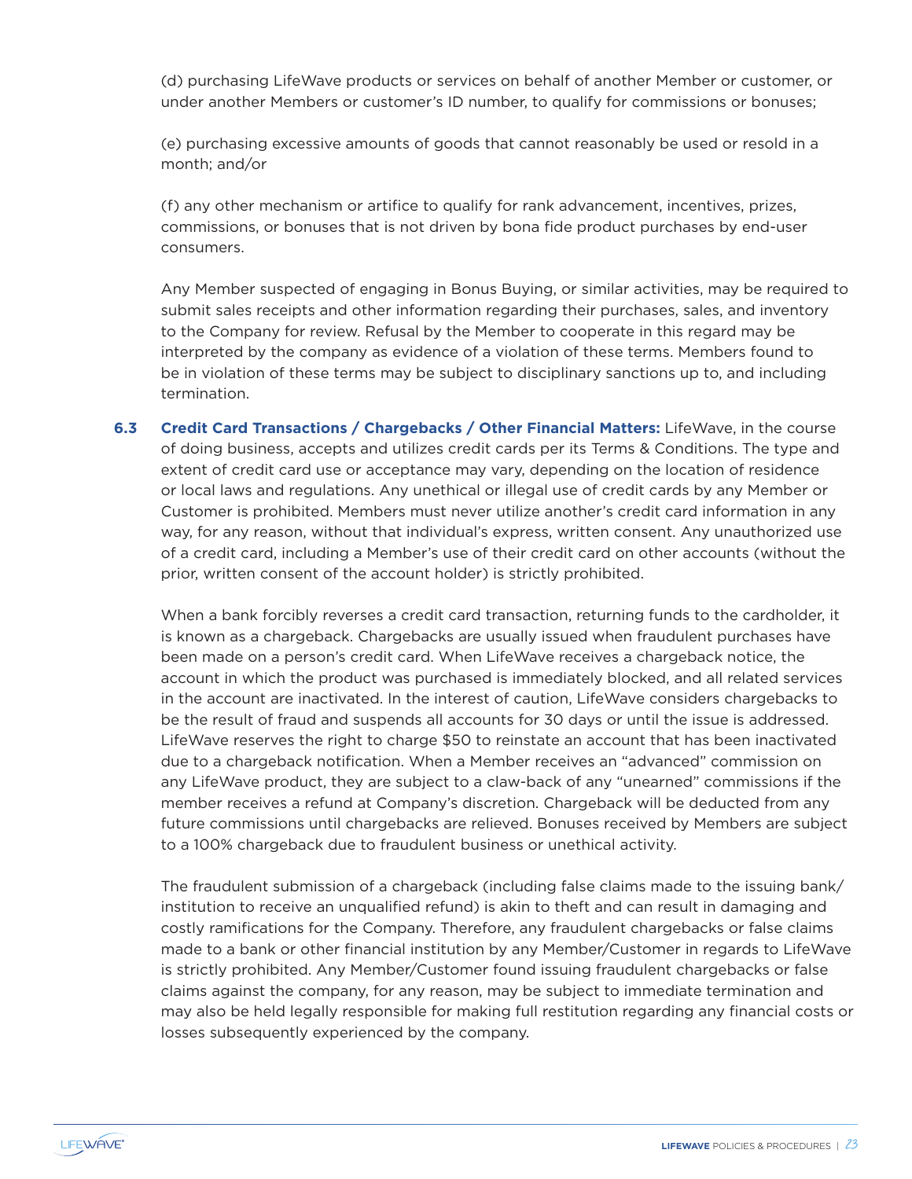(d) purchasing LifeWave products or services on behalf of another Member or customer, or under another Members or customer's ID number, to qualify for commissions or bonuses;

(e) purchasing excessive amounts of goods that cannot reasonably be used or resold in a month; and/or

(f) any other mechanism or artifice to qualify for rank advancement, incentives, prizes, commissions, or bonuses that is not driven by bona fide product purchases by end-user consumers.

Any Member suspected of engaging in Bonus Buying, or similar activities, may be required to submit sales receipts and other information regarding their purchases, sales, and inventory to the Company for review. Refusal by the Member to cooperate in this regard may be interpreted by the company as evidence of a violation of these terms. Members found to be in violation of these terms may be subject to disciplinary sanctions up to, and including termination.

**6.3 Credit Card Transactions / Chargebacks / Other Financial Matters:** LifeWave, in the course of doing business, accepts and utilizes credit cards per its Terms & Conditions. The type and extent of credit card use or acceptance may vary, depending on the location of residence or local laws and regulations. Any unethical or illegal use of credit cards by any Member or Customer is prohibited. Members must never utilize another's credit card information in any way, for any reason, without that individual's express, written consent. Any unauthorized use of a credit card, including a Member's use of their credit card on other accounts (without the prior, written consent of the account holder) is strictly prohibited.

When a bank forcibly reverses a credit card transaction, returning funds to the cardholder, it is known as a chargeback. Chargebacks are usually issued when fraudulent purchases have been made on a person's credit card. When LifeWave receives a chargeback notice, the account in which the product was purchased is immediately blocked, and all related services in the account are inactivated. In the interest of caution, LifeWave considers chargebacks to be the result of fraud and suspends all accounts for 30 days or until the issue is addressed. LifeWave reserves the right to charge $50 to reinstate an account that has been inactivated due to a chargeback notification. When a Member receives an "advanced" commission on any LifeWave product, they are subject to a claw-back of any "unearned" commissions if the member receives a refund at Company's discretion. Chargeback will be deducted from any future commissions until chargebacks are relieved. Bonuses received by Members are subject to a 100% chargeback due to fraudulent business or unethical activity.

The fraudulent submission of a chargeback (including false claims made to the issuing bank/institution to receive an unqualified refund) is akin to theft and can result in damaging and costly ramifications for the Company. Therefore, any fraudulent chargebacks or false claims made to a bank or other financial institution by any Member/Customer in regards to LifeWave is strictly prohibited. Any Member/Customer found issuing fraudulent chargebacks or false claims against the company, for any reason, may be subject to immediate termination and may also be held legally responsible for making full restitution regarding any financial costs or losses subsequently experienced by the company.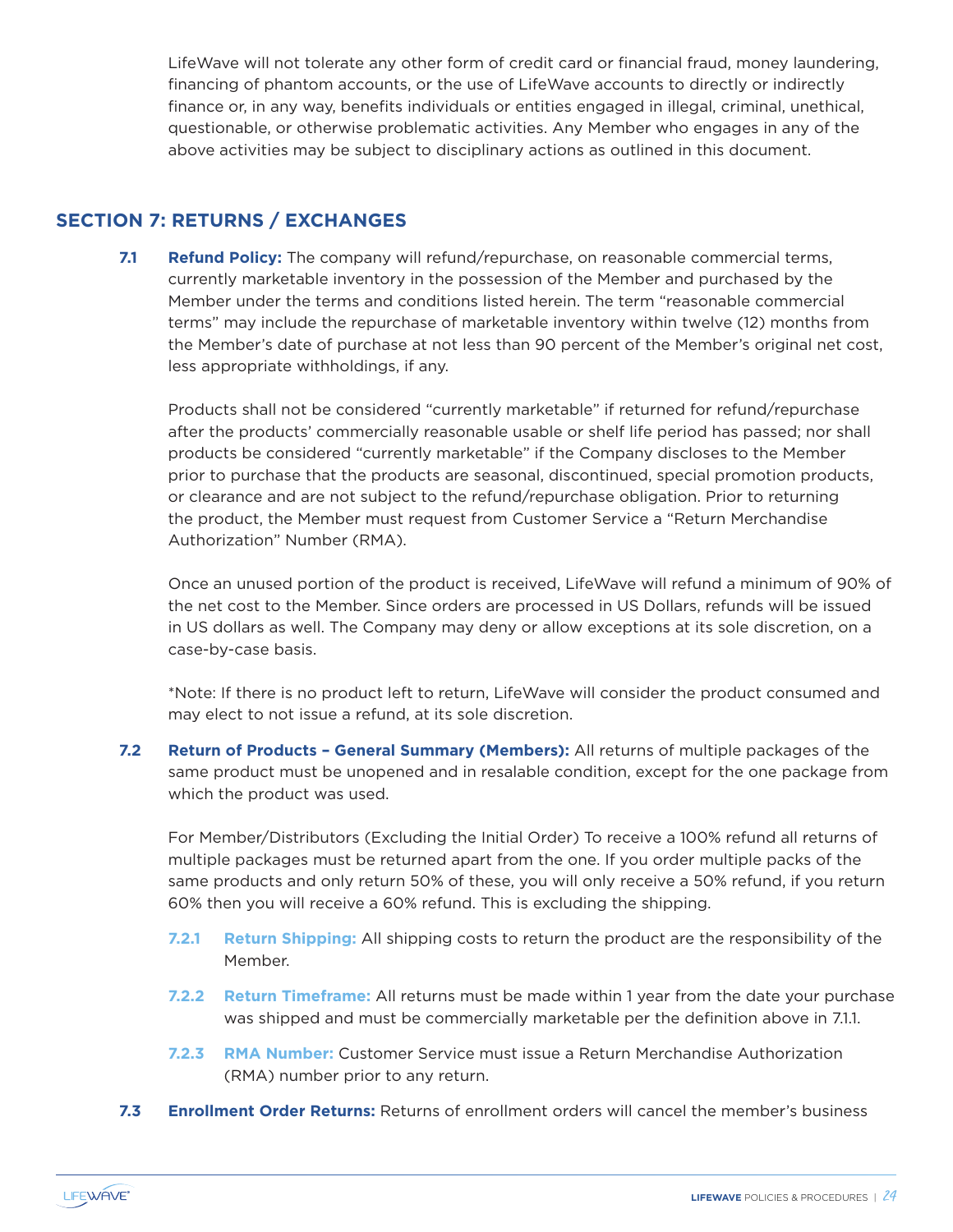LifeWave will not tolerate any other form of credit card or financial fraud, money laundering, financing of phantom accounts, or the use of LifeWave accounts to directly or indirectly finance or, in any way, benefits individuals or entities engaged in illegal, criminal, unethical, questionable, or otherwise problematic activities. Any Member who engages in any of the above activities may be subject to disciplinary actions as outlined in this document.

## SECTION 7: RETURNS / EXCHANGES

**7.1 Refund Policy:** The company will refund/repurchase, on reasonable commercial terms, currently marketable inventory in the possession of the Member and purchased by the Member under the terms and conditions listed herein. The term "reasonable commercial terms" may include the repurchase of marketable inventory within twelve (12) months from the Member's date of purchase at not less than 90 percent of the Member's original net cost, less appropriate withholdings, if any.

Products shall not be considered "currently marketable" if returned for refund/repurchase after the products' commercially reasonable usable or shelf life period has passed; nor shall products be considered "currently marketable" if the Company discloses to the Member prior to purchase that the products are seasonal, discontinued, special promotion products, or clearance and are not subject to the refund/repurchase obligation. Prior to returning the product, the Member must request from Customer Service a "Return Merchandise Authorization" Number (RMA).

Once an unused portion of the product is received, LifeWave will refund a minimum of 90% of the net cost to the Member. Since orders are processed in US Dollars, refunds will be issued in US dollars as well. The Company may deny or allow exceptions at its sole discretion, on a case-by-case basis.

*Note: If there is no product left to return, LifeWave will consider the product consumed and may elect to not issue a refund, at its sole discretion.

**7.2 Return of Products – General Summary (Members):** All returns of multiple packages of the same product must be unopened and in resalable condition, except for the one package from which the product was used.

For Member/Distributors (Excluding the Initial Order) To receive a 100% refund all returns of multiple packages must be returned apart from the one. If you order multiple packs of the same products and only return 50% of these, you will only receive a 50% refund, if you return 60% then you will receive a 60% refund. This is excluding the shipping.

**7.2.1 Return Shipping:** All shipping costs to return the product are the responsibility of the Member.

**7.2.2 Return Timeframe:** All returns must be made within 1 year from the date your purchase was shipped and must be commercially marketable per the definition above in 7.1.1.

**7.2.3 RMA Number:** Customer Service must issue a Return Merchandise Authorization (RMA) number prior to any return.

**7.3 Enrollment Order Returns:** Returns of enrollment orders will cancel the member's business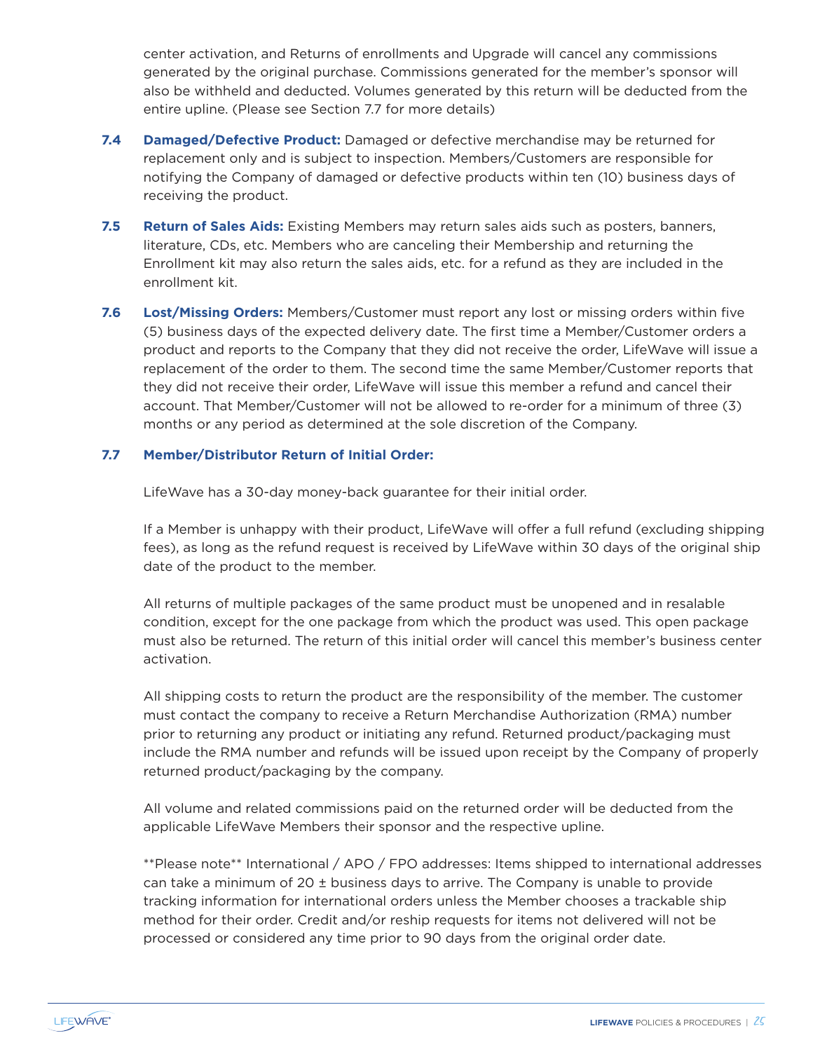center activation, and Returns of enrollments and Upgrade will cancel any commissions generated by the original purchase. Commissions generated for the member's sponsor will also be withheld and deducted. Volumes generated by this return will be deducted from the entire upline. (Please see Section 7.7 for more details)

**7.4 Damaged/Defective Product:** Damaged or defective merchandise may be returned for replacement only and is subject to inspection. Members/Customers are responsible for notifying the Company of damaged or defective products within ten (10) business days of receiving the product.

**7.5 Return of Sales Aids:** Existing Members may return sales aids such as posters, banners, literature, CDs, etc. Members who are canceling their Membership and returning the Enrollment kit may also return the sales aids, etc. for a refund as they are included in the enrollment kit.

**7.6 Lost/Missing Orders:** Members/Customer must report any lost or missing orders within five (5) business days of the expected delivery date. The first time a Member/Customer orders a product and reports to the Company that they did not receive the order, LifeWave will issue a replacement of the order to them. The second time the same Member/Customer reports that they did not receive their order, LifeWave will issue this member a refund and cancel their account. That Member/Customer will not be allowed to re-order for a minimum of three (3) months or any period as determined at the sole discretion of the Company.

**7.7 Member/Distributor Return of Initial Order:**

LifeWave has a 30-day money-back guarantee for their initial order.

If a Member is unhappy with their product, LifeWave will offer a full refund (excluding shipping fees), as long as the refund request is received by LifeWave within 30 days of the original ship date of the product to the member.

All returns of multiple packages of the same product must be unopened and in resalable condition, except for the one package from which the product was used. This open package must also be returned. The return of this initial order will cancel this member's business center activation.

All shipping costs to return the product are the responsibility of the member. The customer must contact the company to receive a Return Merchandise Authorization (RMA) number prior to returning any product or initiating any refund. Returned product/packaging must include the RMA number and refunds will be issued upon receipt by the Company of properly returned product/packaging by the company.

All volume and related commissions paid on the returned order will be deducted from the applicable LifeWave Members their sponsor and the respective upline.

\*\*Please note\*\* International / APO / FPO addresses: Items shipped to international addresses can take a minimum of 20 ± business days to arrive. The Company is unable to provide tracking information for international orders unless the Member chooses a trackable ship method for their order. Credit and/or reship requests for items not delivered will not be processed or considered any time prior to 90 days from the original order date.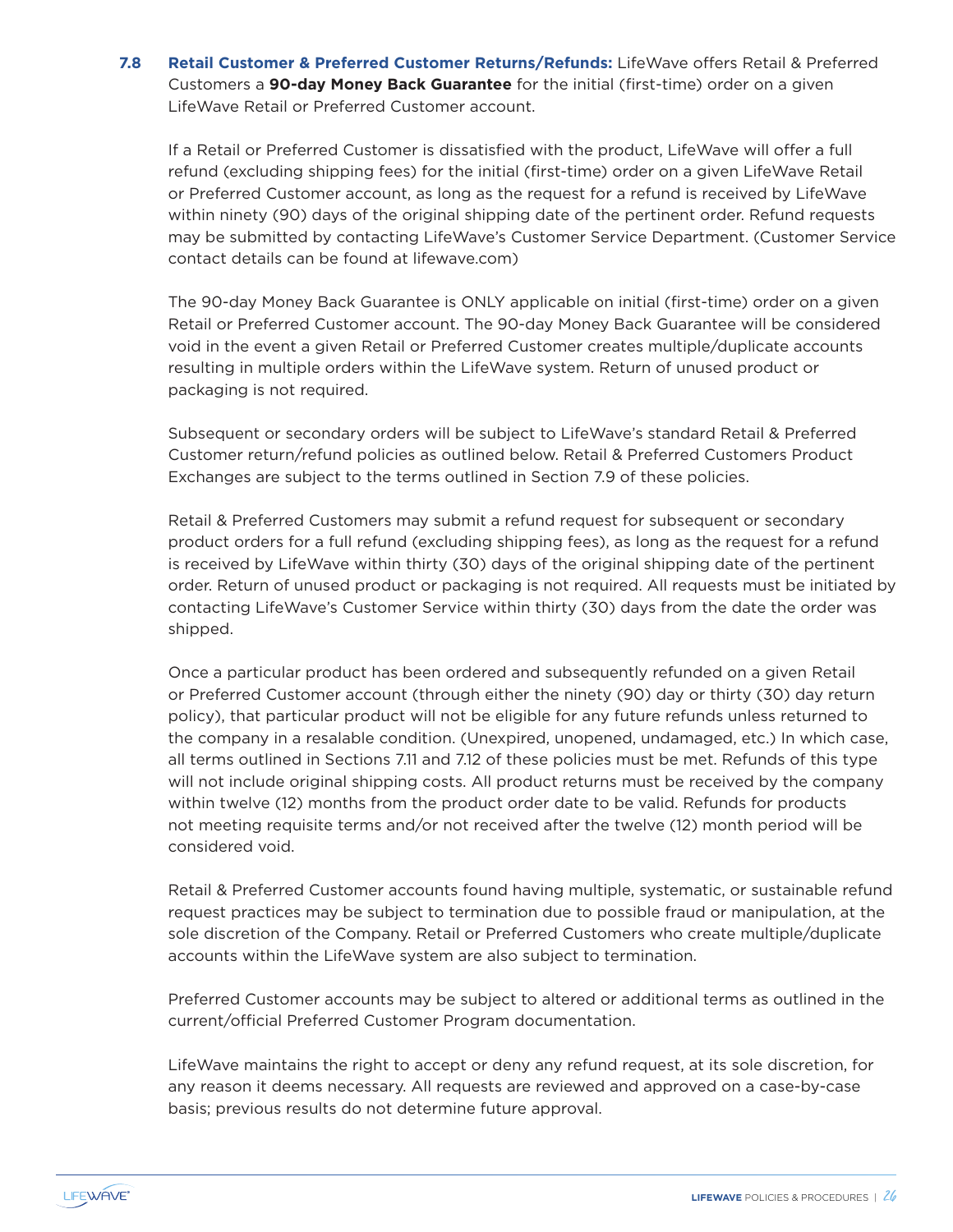**7.8 Retail Customer & Preferred Customer Returns/Refunds:** LifeWave offers Retail & Preferred Customers a **90-day Money Back Guarantee** for the initial (first-time) order on a given LifeWave Retail or Preferred Customer account.

If a Retail or Preferred Customer is dissatisfied with the product, LifeWave will offer a full refund (excluding shipping fees) for the initial (first-time) order on a given LifeWave Retail or Preferred Customer account, as long as the request for a refund is received by LifeWave within ninety (90) days of the original shipping date of the pertinent order. Refund requests may be submitted by contacting LifeWave's Customer Service Department. (Customer Service contact details can be found at lifewave.com)

The 90-day Money Back Guarantee is ONLY applicable on initial (first-time) order on a given Retail or Preferred Customer account. The 90-day Money Back Guarantee will be considered void in the event a given Retail or Preferred Customer creates multiple/duplicate accounts resulting in multiple orders within the LifeWave system. Return of unused product or packaging is not required.

Subsequent or secondary orders will be subject to LifeWave's standard Retail & Preferred Customer return/refund policies as outlined below. Retail & Preferred Customers Product Exchanges are subject to the terms outlined in Section 7.9 of these policies.

Retail & Preferred Customers may submit a refund request for subsequent or secondary product orders for a full refund (excluding shipping fees), as long as the request for a refund is received by LifeWave within thirty (30) days of the original shipping date of the pertinent order. Return of unused product or packaging is not required. All requests must be initiated by contacting LifeWave's Customer Service within thirty (30) days from the date the order was shipped.

Once a particular product has been ordered and subsequently refunded on a given Retail or Preferred Customer account (through either the ninety (90) day or thirty (30) day return policy), that particular product will not be eligible for any future refunds unless returned to the company in a resalable condition. (Unexpired, unopened, undamaged, etc.) In which case, all terms outlined in Sections 7.11 and 7.12 of these policies must be met. Refunds of this type will not include original shipping costs. All product returns must be received by the company within twelve (12) months from the product order date to be valid. Refunds for products not meeting requisite terms and/or not received after the twelve (12) month period will be considered void.

Retail & Preferred Customer accounts found having multiple, systematic, or sustainable refund request practices may be subject to termination due to possible fraud or manipulation, at the sole discretion of the Company. Retail or Preferred Customers who create multiple/duplicate accounts within the LifeWave system are also subject to termination.

Preferred Customer accounts may be subject to altered or additional terms as outlined in the current/official Preferred Customer Program documentation.

LifeWave maintains the right to accept or deny any refund request, at its sole discretion, for any reason it deems necessary. All requests are reviewed and approved on a case-by-case basis; previous results do not determine future approval.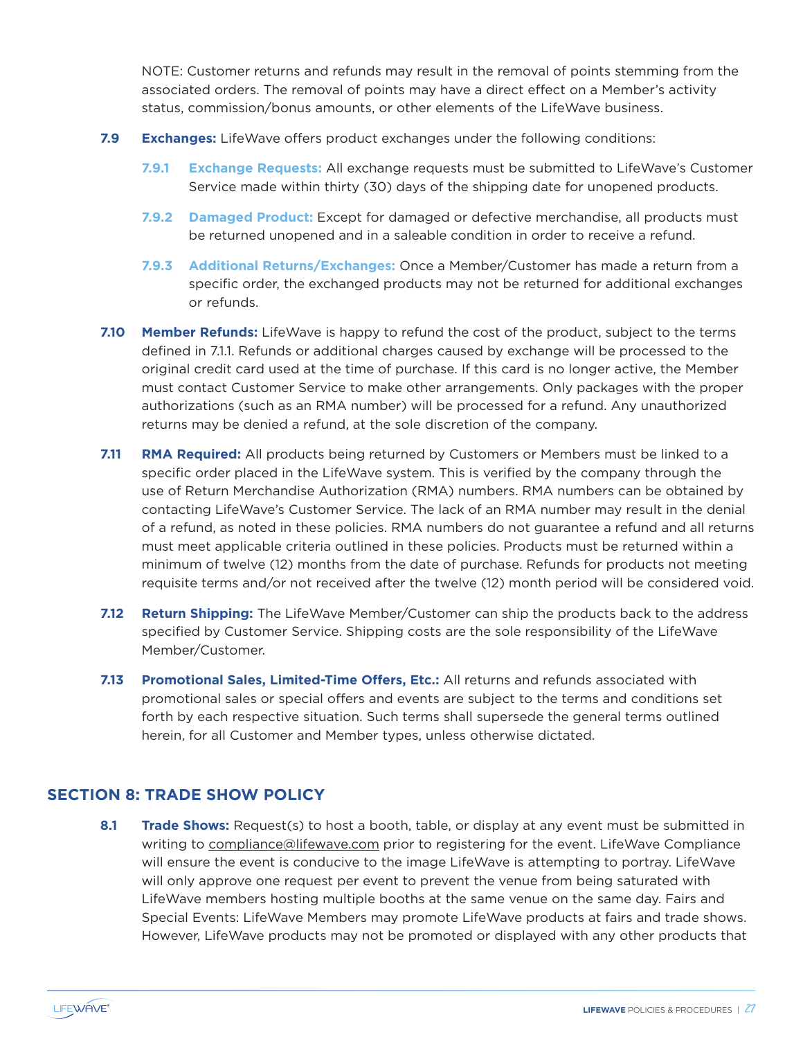NOTE: Customer returns and refunds may result in the removal of points stemming from the associated orders. The removal of points may have a direct effect on a Member's activity status, commission/bonus amounts, or other elements of the LifeWave business.

**7.9 Exchanges:** LifeWave offers product exchanges under the following conditions:

**7.9.1 Exchange Requests:** All exchange requests must be submitted to LifeWave's Customer Service made within thirty (30) days of the shipping date for unopened products.

**7.9.2 Damaged Product:** Except for damaged or defective merchandise, all products must be returned unopened and in a saleable condition in order to receive a refund.

**7.9.3 Additional Returns/Exchanges:** Once a Member/Customer has made a return from a specific order, the exchanged products may not be returned for additional exchanges or refunds.

**7.10 Member Refunds:** LifeWave is happy to refund the cost of the product, subject to the terms defined in 7.1.1. Refunds or additional charges caused by exchange will be processed to the original credit card used at the time of purchase. If this card is no longer active, the Member must contact Customer Service to make other arrangements. Only packages with the proper authorizations (such as an RMA number) will be processed for a refund. Any unauthorized returns may be denied a refund, at the sole discretion of the company.

**7.11 RMA Required:** All products being returned by Customers or Members must be linked to a specific order placed in the LifeWave system. This is verified by the company through the use of Return Merchandise Authorization (RMA) numbers. RMA numbers can be obtained by contacting LifeWave's Customer Service. The lack of an RMA number may result in the denial of a refund, as noted in these policies. RMA numbers do not guarantee a refund and all returns must meet applicable criteria outlined in these policies. Products must be returned within a minimum of twelve (12) months from the date of purchase. Refunds for products not meeting requisite terms and/or not received after the twelve (12) month period will be considered void.

**7.12 Return Shipping:** The LifeWave Member/Customer can ship the products back to the address specified by Customer Service. Shipping costs are the sole responsibility of the LifeWave Member/Customer.

**7.13 Promotional Sales, Limited-Time Offers, Etc.:** All returns and refunds associated with promotional sales or special offers and events are subject to the terms and conditions set forth by each respective situation. Such terms shall supersede the general terms outlined herein, for all Customer and Member types, unless otherwise dictated.

## SECTION 8: TRADE SHOW POLICY

**8.1 Trade Shows:** Request(s) to host a booth, table, or display at any event must be submitted in writing to compliance@lifewave.com prior to registering for the event. LifeWave Compliance will ensure the event is conducive to the image LifeWave is attempting to portray. LifeWave will only approve one request per event to prevent the venue from being saturated with LifeWave members hosting multiple booths at the same venue on the same day. Fairs and Special Events: LifeWave Members may promote LifeWave products at fairs and trade shows. However, LifeWave products may not be promoted or displayed with any other products that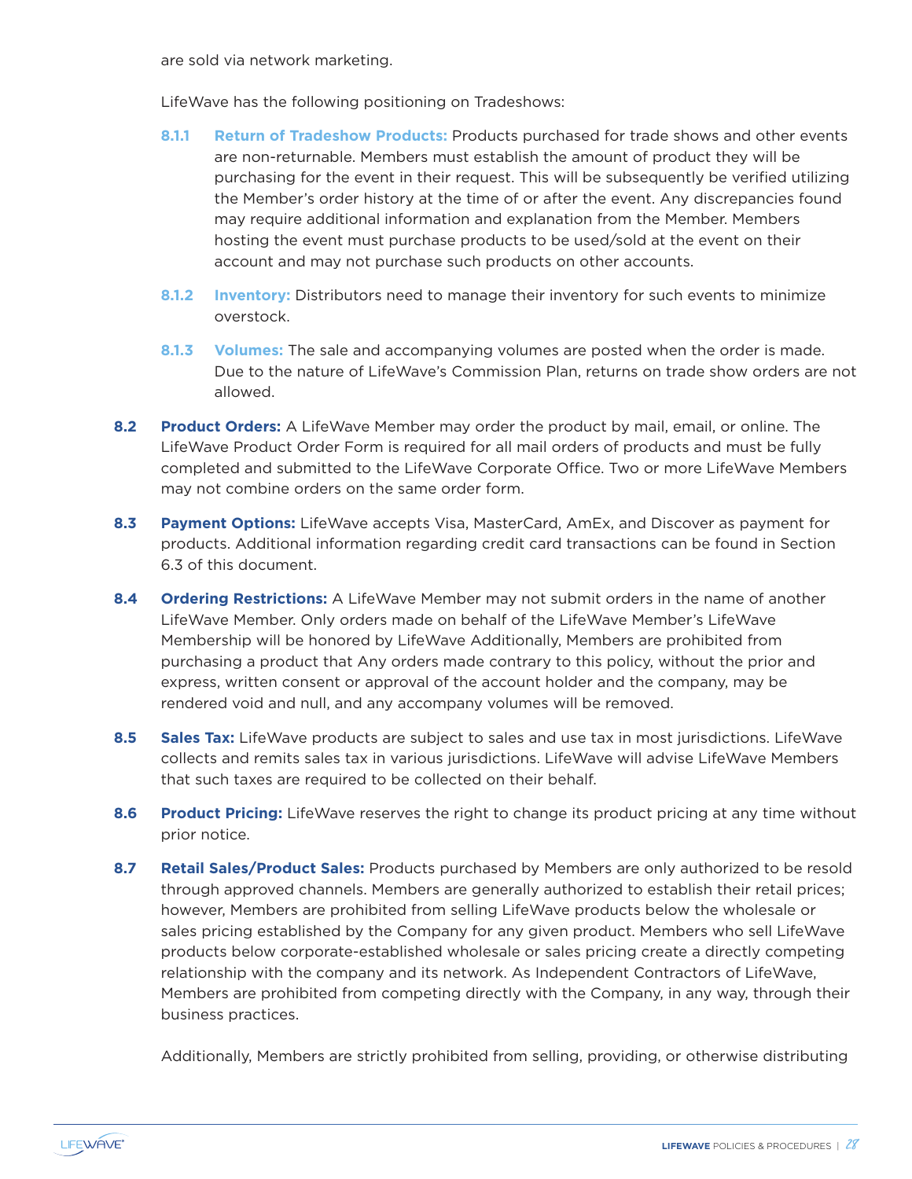are sold via network marketing.

LifeWave has the following positioning on Tradeshows:

**8.1.1 Return of Tradeshow Products:** Products purchased for trade shows and other events are non-returnable. Members must establish the amount of product they will be purchasing for the event in their request. This will be subsequently be verified utilizing the Member's order history at the time of or after the event. Any discrepancies found may require additional information and explanation from the Member. Members hosting the event must purchase products to be used/sold at the event on their account and may not purchase such products on other accounts.

**8.1.2 Inventory:** Distributors need to manage their inventory for such events to minimize overstock.

**8.1.3 Volumes:** The sale and accompanying volumes are posted when the order is made. Due to the nature of LifeWave's Commission Plan, returns on trade show orders are not allowed.

**8.2 Product Orders:** A LifeWave Member may order the product by mail, email, or online. The LifeWave Product Order Form is required for all mail orders of products and must be fully completed and submitted to the LifeWave Corporate Office. Two or more LifeWave Members may not combine orders on the same order form.

**8.3 Payment Options:** LifeWave accepts Visa, MasterCard, AmEx, and Discover as payment for products. Additional information regarding credit card transactions can be found in Section 6.3 of this document.

**8.4 Ordering Restrictions:** A LifeWave Member may not submit orders in the name of another LifeWave Member. Only orders made on behalf of the LifeWave Member's LifeWave Membership will be honored by LifeWave Additionally, Members are prohibited from purchasing a product that Any orders made contrary to this policy, without the prior and express, written consent or approval of the account holder and the company, may be rendered void and null, and any accompany volumes will be removed.

**8.5 Sales Tax:** LifeWave products are subject to sales and use tax in most jurisdictions. LifeWave collects and remits sales tax in various jurisdictions. LifeWave will advise LifeWave Members that such taxes are required to be collected on their behalf.

**8.6 Product Pricing:** LifeWave reserves the right to change its product pricing at any time without prior notice.

**8.7 Retail Sales/Product Sales:** Products purchased by Members are only authorized to be resold through approved channels. Members are generally authorized to establish their retail prices; however, Members are prohibited from selling LifeWave products below the wholesale or sales pricing established by the Company for any given product. Members who sell LifeWave products below corporate-established wholesale or sales pricing create a directly competing relationship with the company and its network. As Independent Contractors of LifeWave, Members are prohibited from competing directly with the Company, in any way, through their business practices.

Additionally, Members are strictly prohibited from selling, providing, or otherwise distributing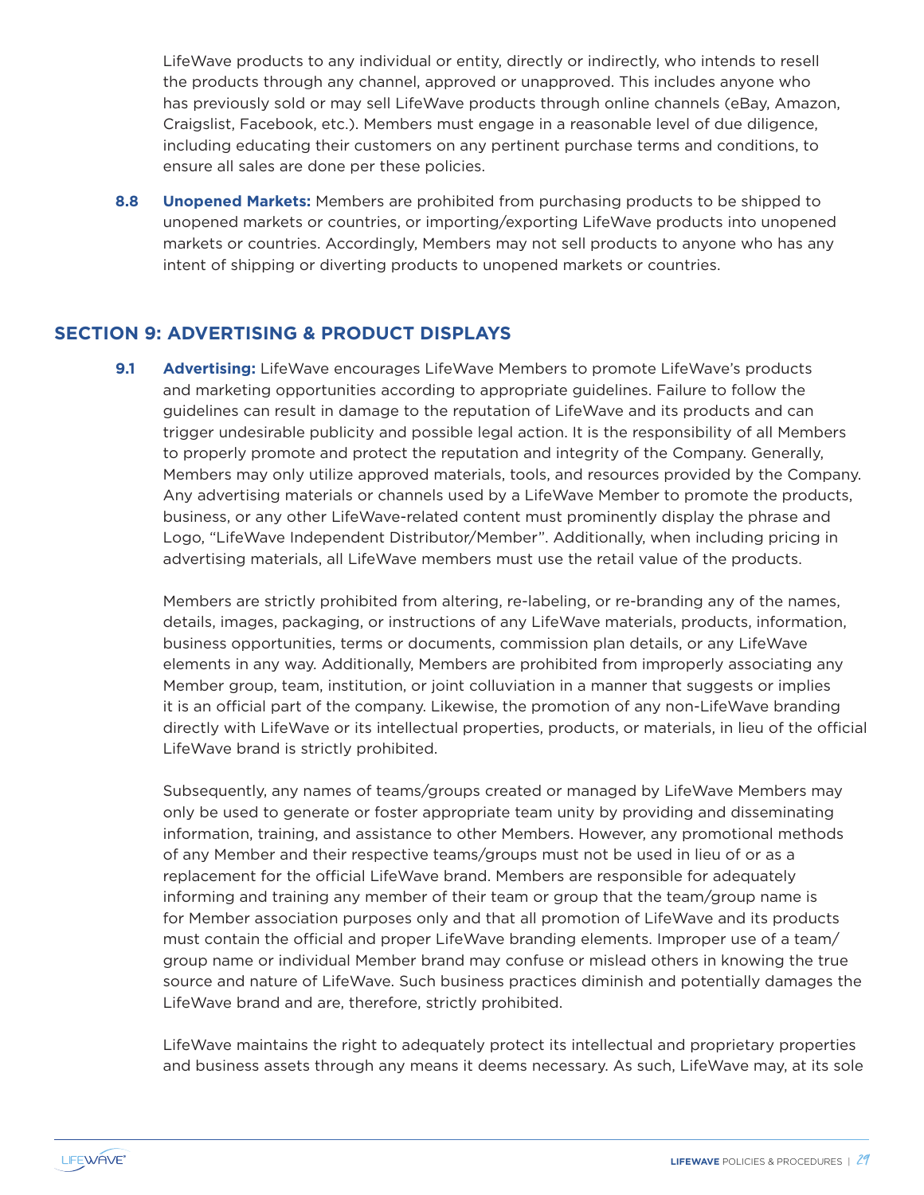LifeWave products to any individual or entity, directly or indirectly, who intends to resell the products through any channel, approved or unapproved. This includes anyone who has previously sold or may sell LifeWave products through online channels (eBay, Amazon, Craigslist, Facebook, etc.). Members must engage in a reasonable level of due diligence, including educating their customers on any pertinent purchase terms and conditions, to ensure all sales are done per these policies.

**8.8 Unopened Markets:** Members are prohibited from purchasing products to be shipped to unopened markets or countries, or importing/exporting LifeWave products into unopened markets or countries. Accordingly, Members may not sell products to anyone who has any intent of shipping or diverting products to unopened markets or countries.

## SECTION 9: ADVERTISING & PRODUCT DISPLAYS

**9.1 Advertising:** LifeWave encourages LifeWave Members to promote LifeWave's products and marketing opportunities according to appropriate guidelines. Failure to follow the guidelines can result in damage to the reputation of LifeWave and its products and can trigger undesirable publicity and possible legal action. It is the responsibility of all Members to properly promote and protect the reputation and integrity of the Company. Generally, Members may only utilize approved materials, tools, and resources provided by the Company. Any advertising materials or channels used by a LifeWave Member to promote the products, business, or any other LifeWave-related content must prominently display the phrase and Logo, "LifeWave Independent Distributor/Member". Additionally, when including pricing in advertising materials, all LifeWave members must use the retail value of the products.

Members are strictly prohibited from altering, re-labeling, or re-branding any of the names, details, images, packaging, or instructions of any LifeWave materials, products, information, business opportunities, terms or documents, commission plan details, or any LifeWave elements in any way. Additionally, Members are prohibited from improperly associating any Member group, team, institution, or joint colluviation in a manner that suggests or implies it is an official part of the company. Likewise, the promotion of any non-LifeWave branding directly with LifeWave or its intellectual properties, products, or materials, in lieu of the official LifeWave brand is strictly prohibited.

Subsequently, any names of teams/groups created or managed by LifeWave Members may only be used to generate or foster appropriate team unity by providing and disseminating information, training, and assistance to other Members. However, any promotional methods of any Member and their respective teams/groups must not be used in lieu of or as a replacement for the official LifeWave brand. Members are responsible for adequately informing and training any member of their team or group that the team/group name is for Member association purposes only and that all promotion of LifeWave and its products must contain the official and proper LifeWave branding elements. Improper use of a team/group name or individual Member brand may confuse or mislead others in knowing the true source and nature of LifeWave. Such business practices diminish and potentially damages the LifeWave brand and are, therefore, strictly prohibited.

LifeWave maintains the right to adequately protect its intellectual and proprietary properties and business assets through any means it deems necessary. As such, LifeWave may, at its sole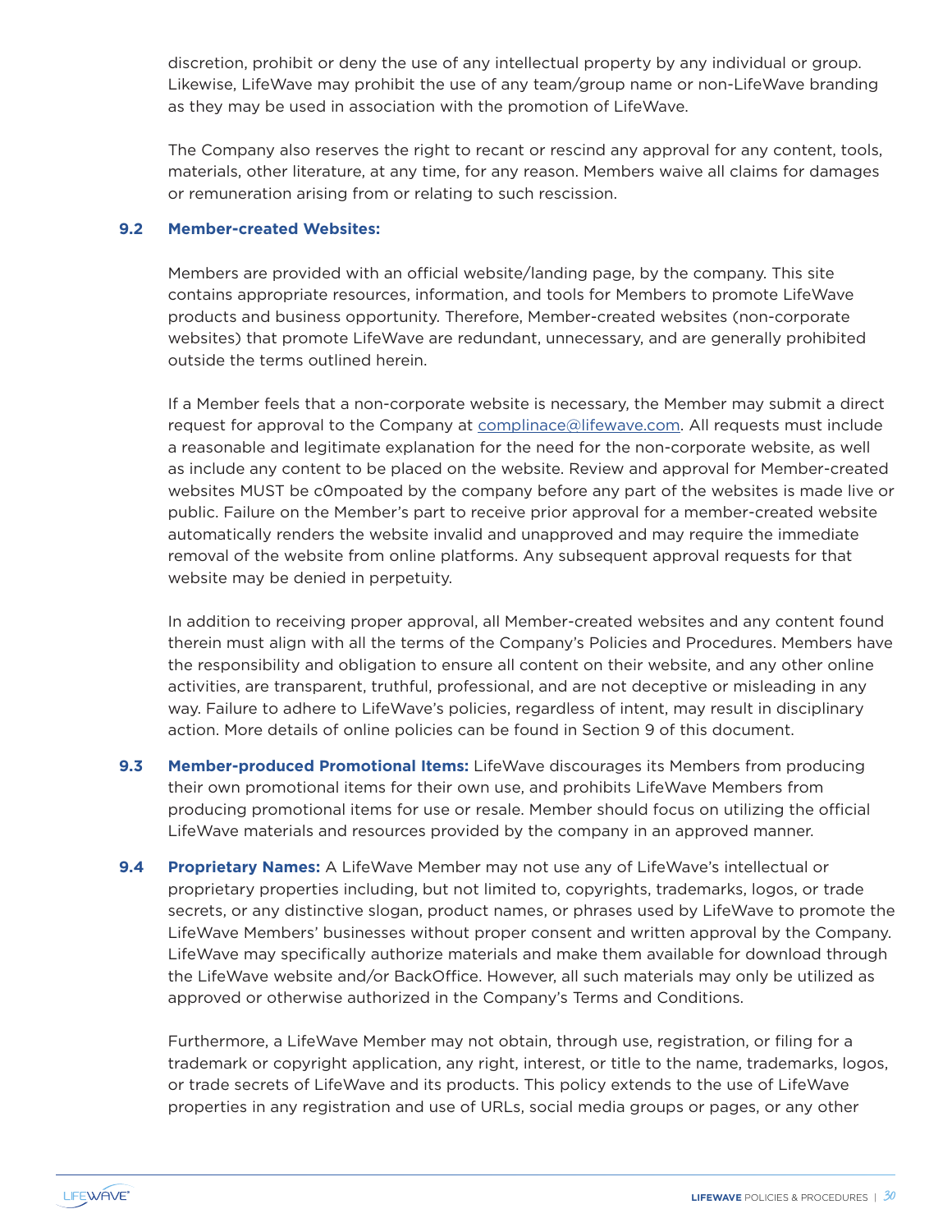discretion, prohibit or deny the use of any intellectual property by any individual or group. Likewise, LifeWave may prohibit the use of any team/group name or non-LifeWave branding as they may be used in association with the promotion of LifeWave.

The Company also reserves the right to recant or rescind any approval for any content, tools, materials, other literature, at any time, for any reason. Members waive all claims for damages or remuneration arising from or relating to such rescission.

**9.2 Member-created Websites:**

Members are provided with an official website/landing page, by the company. This site contains appropriate resources, information, and tools for Members to promote LifeWave products and business opportunity. Therefore, Member-created websites (non-corporate websites) that promote LifeWave are redundant, unnecessary, and are generally prohibited outside the terms outlined herein.

If a Member feels that a non-corporate website is necessary, the Member may submit a direct request for approval to the Company at complinace@lifewave.com. All requests must include a reasonable and legitimate explanation for the need for the non-corporate website, as well as include any content to be placed on the website. Review and approval for Member-created websites MUST be c0mpoated by the company before any part of the websites is made live or public. Failure on the Member's part to receive prior approval for a member-created website automatically renders the website invalid and unapproved and may require the immediate removal of the website from online platforms. Any subsequent approval requests for that website may be denied in perpetuity.

In addition to receiving proper approval, all Member-created websites and any content found therein must align with all the terms of the Company's Policies and Procedures. Members have the responsibility and obligation to ensure all content on their website, and any other online activities, are transparent, truthful, professional, and are not deceptive or misleading in any way. Failure to adhere to LifeWave's policies, regardless of intent, may result in disciplinary action. More details of online policies can be found in Section 9 of this document.

**9.3 Member-produced Promotional Items:** LifeWave discourages its Members from producing their own promotional items for their own use, and prohibits LifeWave Members from producing promotional items for use or resale. Member should focus on utilizing the official LifeWave materials and resources provided by the company in an approved manner.

**9.4 Proprietary Names:** A LifeWave Member may not use any of LifeWave's intellectual or proprietary properties including, but not limited to, copyrights, trademarks, logos, or trade secrets, or any distinctive slogan, product names, or phrases used by LifeWave to promote the LifeWave Members' businesses without proper consent and written approval by the Company. LifeWave may specifically authorize materials and make them available for download through the LifeWave website and/or BackOffice. However, all such materials may only be utilized as approved or otherwise authorized in the Company's Terms and Conditions.

Furthermore, a LifeWave Member may not obtain, through use, registration, or filing for a trademark or copyright application, any right, interest, or title to the name, trademarks, logos, or trade secrets of LifeWave and its products. This policy extends to the use of LifeWave properties in any registration and use of URLs, social media groups or pages, or any other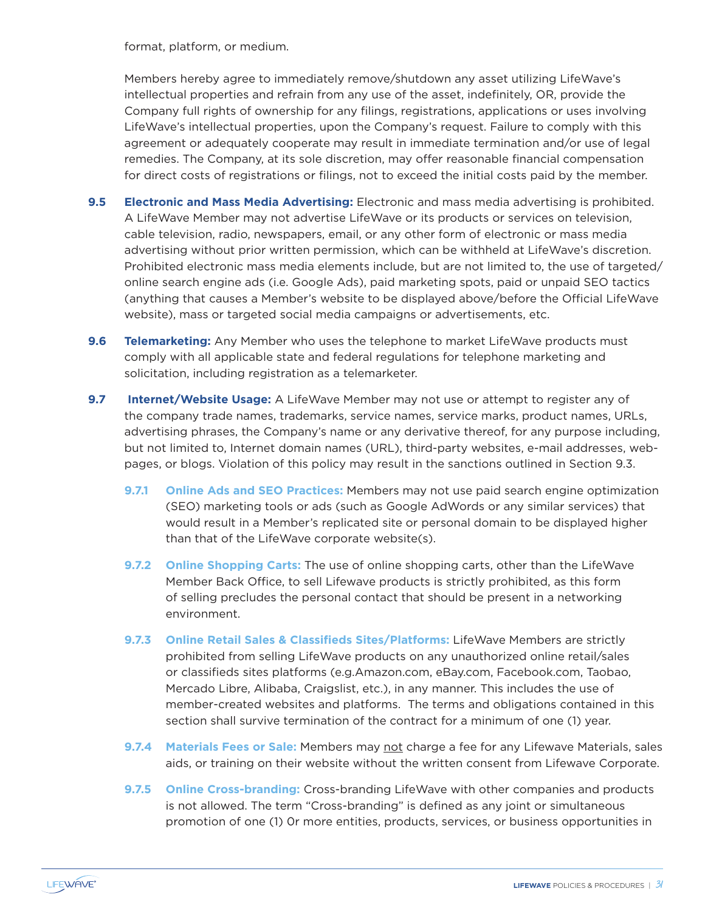format, platform, or medium.

Members hereby agree to immediately remove/shutdown any asset utilizing LifeWave's intellectual properties and refrain from any use of the asset, indefinitely, OR, provide the Company full rights of ownership for any filings, registrations, applications or uses involving LifeWave's intellectual properties, upon the Company's request. Failure to comply with this agreement or adequately cooperate may result in immediate termination and/or use of legal remedies. The Company, at its sole discretion, may offer reasonable financial compensation for direct costs of registrations or filings, not to exceed the initial costs paid by the member.

**9.5 Electronic and Mass Media Advertising:** Electronic and mass media advertising is prohibited. A LifeWave Member may not advertise LifeWave or its products or services on television, cable television, radio, newspapers, email, or any other form of electronic or mass media advertising without prior written permission, which can be withheld at LifeWave's discretion. Prohibited electronic mass media elements include, but are not limited to, the use of targeted/online search engine ads (i.e. Google Ads), paid marketing spots, paid or unpaid SEO tactics (anything that causes a Member's website to be displayed above/before the Official LifeWave website), mass or targeted social media campaigns or advertisements, etc.

**9.6 Telemarketing:** Any Member who uses the telephone to market LifeWave products must comply with all applicable state and federal regulations for telephone marketing and solicitation, including registration as a telemarketer.

**9.7 Internet/Website Usage:** A LifeWave Member may not use or attempt to register any of the company trade names, trademarks, service names, service marks, product names, URLs, advertising phrases, the Company's name or any derivative thereof, for any purpose including, but not limited to, Internet domain names (URL), third-party websites, e-mail addresses, web-pages, or blogs. Violation of this policy may result in the sanctions outlined in Section 9.3.

**9.7.1 Online Ads and SEO Practices:** Members may not use paid search engine optimization (SEO) marketing tools or ads (such as Google AdWords or any similar services) that would result in a Member's replicated site or personal domain to be displayed higher than that of the LifeWave corporate website(s).

**9.7.2 Online Shopping Carts:** The use of online shopping carts, other than the LifeWave Member Back Office, to sell Lifewave products is strictly prohibited, as this form of selling precludes the personal contact that should be present in a networking environment.

**9.7.3 Online Retail Sales & Classifieds Sites/Platforms:** LifeWave Members are strictly prohibited from selling LifeWave products on any unauthorized online retail/sales or classifieds sites platforms (e.g.Amazon.com, eBay.com, Facebook.com, Taobao, Mercado Libre, Alibaba, Craigslist, etc.), in any manner. This includes the use of member-created websites and platforms. The terms and obligations contained in this section shall survive termination of the contract for a minimum of one (1) year.

**9.7.4 Materials Fees or Sale:** Members may not charge a fee for any Lifewave Materials, sales aids, or training on their website without the written consent from Lifewave Corporate.

**9.7.5 Online Cross-branding:** Cross-branding LifeWave with other companies and products is not allowed. The term "Cross-branding" is defined as any joint or simultaneous promotion of one (1) 0r more entities, products, services, or business opportunities in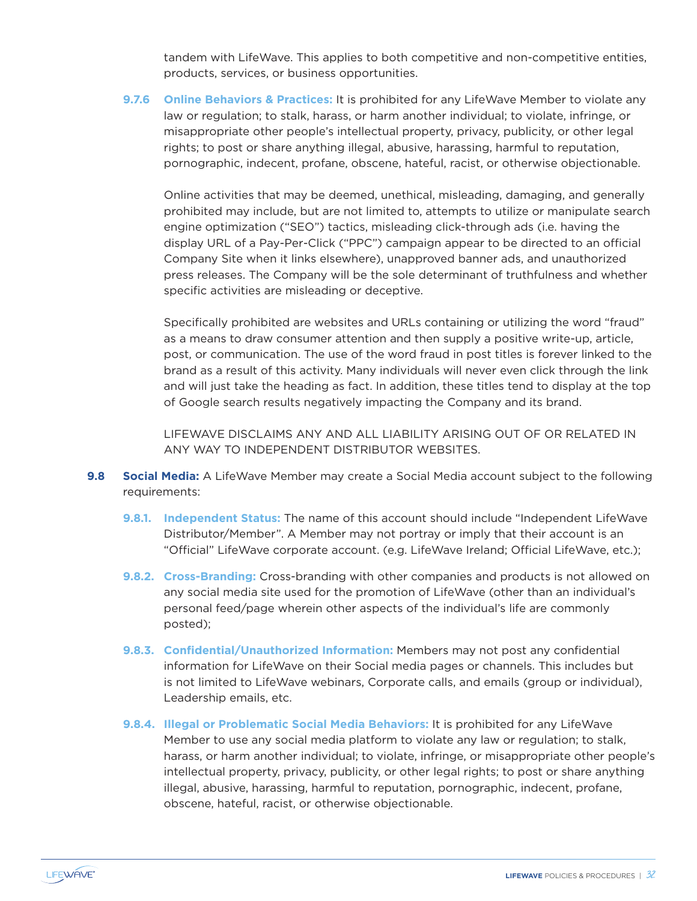tandem with LifeWave. This applies to both competitive and non-competitive entities, products, services, or business opportunities.

**9.7.6 Online Behaviors & Practices:** It is prohibited for any LifeWave Member to violate any law or regulation; to stalk, harass, or harm another individual; to violate, infringe, or misappropriate other people's intellectual property, privacy, publicity, or other legal rights; to post or share anything illegal, abusive, harassing, harmful to reputation, pornographic, indecent, profane, obscene, hateful, racist, or otherwise objectionable.

Online activities that may be deemed, unethical, misleading, damaging, and generally prohibited may include, but are not limited to, attempts to utilize or manipulate search engine optimization ("SEO") tactics, misleading click-through ads (i.e. having the display URL of a Pay-Per-Click ("PPC") campaign appear to be directed to an official Company Site when it links elsewhere), unapproved banner ads, and unauthorized press releases. The Company will be the sole determinant of truthfulness and whether specific activities are misleading or deceptive.

Specifically prohibited are websites and URLs containing or utilizing the word "fraud" as a means to draw consumer attention and then supply a positive write-up, article, post, or communication. The use of the word fraud in post titles is forever linked to the brand as a result of this activity. Many individuals will never even click through the link and will just take the heading as fact. In addition, these titles tend to display at the top of Google search results negatively impacting the Company and its brand.

LIFEWAVE DISCLAIMS ANY AND ALL LIABILITY ARISING OUT OF OR RELATED IN ANY WAY TO INDEPENDENT DISTRIBUTOR WEBSITES.

**9.8 Social Media:** A LifeWave Member may create a Social Media account subject to the following requirements:

**9.8.1. Independent Status:** The name of this account should include "Independent LifeWave Distributor/Member". A Member may not portray or imply that their account is an "Official" LifeWave corporate account. (e.g. LifeWave Ireland; Official LifeWave, etc.);

**9.8.2. Cross-Branding:** Cross-branding with other companies and products is not allowed on any social media site used for the promotion of LifeWave (other than an individual's personal feed/page wherein other aspects of the individual's life are commonly posted);

**9.8.3. Confidential/Unauthorized Information:** Members may not post any confidential information for LifeWave on their Social media pages or channels. This includes but is not limited to LifeWave webinars, Corporate calls, and emails (group or individual), Leadership emails, etc.

**9.8.4. Illegal or Problematic Social Media Behaviors:** It is prohibited for any LifeWave Member to use any social media platform to violate any law or regulation; to stalk, harass, or harm another individual; to violate, infringe, or misappropriate other people's intellectual property, privacy, publicity, or other legal rights; to post or share anything illegal, abusive, harassing, harmful to reputation, pornographic, indecent, profane, obscene, hateful, racist, or otherwise objectionable.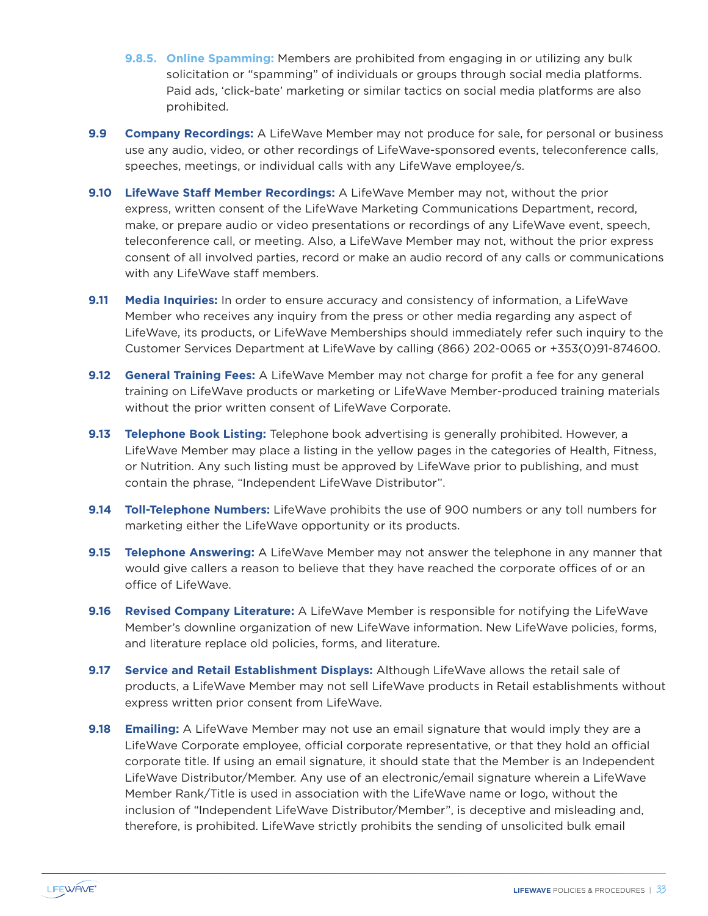**9.8.5. Online Spamming:** Members are prohibited from engaging in or utilizing any bulk solicitation or "spamming" of individuals or groups through social media platforms. Paid ads, 'click-bate' marketing or similar tactics on social media platforms are also prohibited.

**9.9 Company Recordings:** A LifeWave Member may not produce for sale, for personal or business use any audio, video, or other recordings of LifeWave-sponsored events, teleconference calls, speeches, meetings, or individual calls with any LifeWave employee/s.

**9.10 LifeWave Staff Member Recordings:** A LifeWave Member may not, without the prior express, written consent of the LifeWave Marketing Communications Department, record, make, or prepare audio or video presentations or recordings of any LifeWave event, speech, teleconference call, or meeting. Also, a LifeWave Member may not, without the prior express consent of all involved parties, record or make an audio record of any calls or communications with any LifeWave staff members.

**9.11 Media Inquiries:** In order to ensure accuracy and consistency of information, a LifeWave Member who receives any inquiry from the press or other media regarding any aspect of LifeWave, its products, or LifeWave Memberships should immediately refer such inquiry to the Customer Services Department at LifeWave by calling (866) 202-0065 or +353(0)91-874600.

**9.12 General Training Fees:** A LifeWave Member may not charge for profit a fee for any general training on LifeWave products or marketing or LifeWave Member-produced training materials without the prior written consent of LifeWave Corporate.

**9.13 Telephone Book Listing:** Telephone book advertising is generally prohibited. However, a LifeWave Member may place a listing in the yellow pages in the categories of Health, Fitness, or Nutrition. Any such listing must be approved by LifeWave prior to publishing, and must contain the phrase, "Independent LifeWave Distributor".

**9.14 Toll-Telephone Numbers:** LifeWave prohibits the use of 900 numbers or any toll numbers for marketing either the LifeWave opportunity or its products.

**9.15 Telephone Answering:** A LifeWave Member may not answer the telephone in any manner that would give callers a reason to believe that they have reached the corporate offices of or an office of LifeWave.

**9.16 Revised Company Literature:** A LifeWave Member is responsible for notifying the LifeWave Member's downline organization of new LifeWave information. New LifeWave policies, forms, and literature replace old policies, forms, and literature.

**9.17 Service and Retail Establishment Displays:** Although LifeWave allows the retail sale of products, a LifeWave Member may not sell LifeWave products in Retail establishments without express written prior consent from LifeWave.

**9.18 Emailing:** A LifeWave Member may not use an email signature that would imply they are a LifeWave Corporate employee, official corporate representative, or that they hold an official corporate title. If using an email signature, it should state that the Member is an Independent LifeWave Distributor/Member. Any use of an electronic/email signature wherein a LifeWave Member Rank/Title is used in association with the LifeWave name or logo, without the inclusion of "Independent LifeWave Distributor/Member", is deceptive and misleading and, therefore, is prohibited. LifeWave strictly prohibits the sending of unsolicited bulk email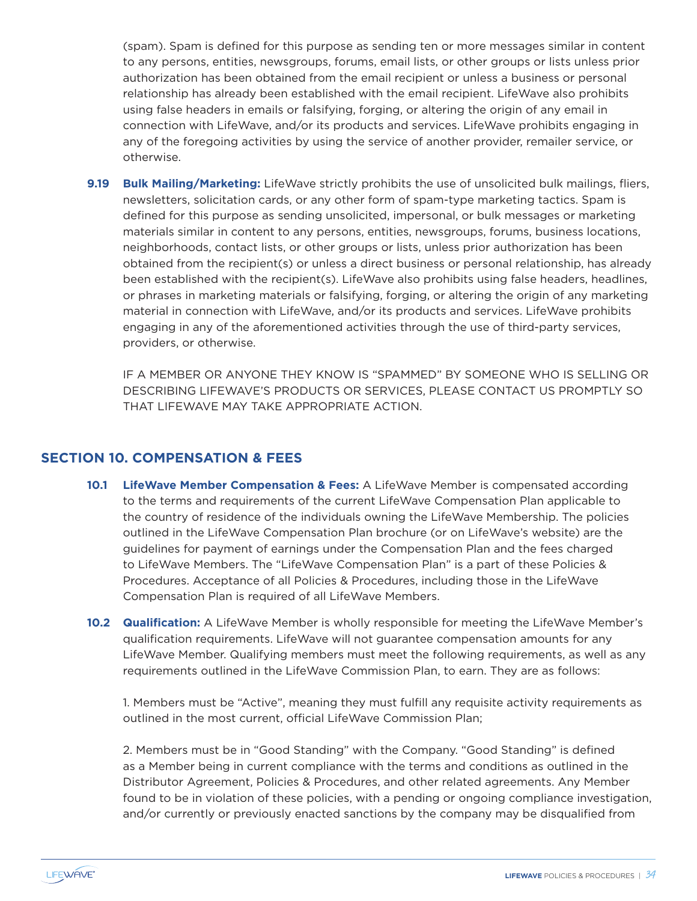(spam). Spam is defined for this purpose as sending ten or more messages similar in content to any persons, entities, newsgroups, forums, email lists, or other groups or lists unless prior authorization has been obtained from the email recipient or unless a business or personal relationship has already been established with the email recipient. LifeWave also prohibits using false headers in emails or falsifying, forging, or altering the origin of any email in connection with LifeWave, and/or its products and services. LifeWave prohibits engaging in any of the foregoing activities by using the service of another provider, remailer service, or otherwise.

**9.19 Bulk Mailing/Marketing:** LifeWave strictly prohibits the use of unsolicited bulk mailings, fliers, newsletters, solicitation cards, or any other form of spam-type marketing tactics. Spam is defined for this purpose as sending unsolicited, impersonal, or bulk messages or marketing materials similar in content to any persons, entities, newsgroups, forums, business locations, neighborhoods, contact lists, or other groups or lists, unless prior authorization has been obtained from the recipient(s) or unless a direct business or personal relationship, has already been established with the recipient(s). LifeWave also prohibits using false headers, headlines, or phrases in marketing materials or falsifying, forging, or altering the origin of any marketing material in connection with LifeWave, and/or its products and services. LifeWave prohibits engaging in any of the aforementioned activities through the use of third-party services, providers, or otherwise.

IF A MEMBER OR ANYONE THEY KNOW IS "SPAMMED" BY SOMEONE WHO IS SELLING OR DESCRIBING LIFEWAVE'S PRODUCTS OR SERVICES, PLEASE CONTACT US PROMPTLY SO THAT LIFEWAVE MAY TAKE APPROPRIATE ACTION.

## SECTION 10. COMPENSATION & FEES

**10.1 LifeWave Member Compensation & Fees:** A LifeWave Member is compensated according to the terms and requirements of the current LifeWave Compensation Plan applicable to the country of residence of the individuals owning the LifeWave Membership. The policies outlined in the LifeWave Compensation Plan brochure (or on LifeWave's website) are the guidelines for payment of earnings under the Compensation Plan and the fees charged to LifeWave Members. The "LifeWave Compensation Plan" is a part of these Policies & Procedures. Acceptance of all Policies & Procedures, including those in the LifeWave Compensation Plan is required of all LifeWave Members.

**10.2 Qualification:** A LifeWave Member is wholly responsible for meeting the LifeWave Member's qualification requirements. LifeWave will not guarantee compensation amounts for any LifeWave Member. Qualifying members must meet the following requirements, as well as any requirements outlined in the LifeWave Commission Plan, to earn. They are as follows:

1. Members must be "Active", meaning they must fulfill any requisite activity requirements as outlined in the most current, official LifeWave Commission Plan;

2. Members must be in "Good Standing" with the Company. "Good Standing" is defined as a Member being in current compliance with the terms and conditions as outlined in the Distributor Agreement, Policies & Procedures, and other related agreements. Any Member found to be in violation of these policies, with a pending or ongoing compliance investigation, and/or currently or previously enacted sanctions by the company may be disqualified from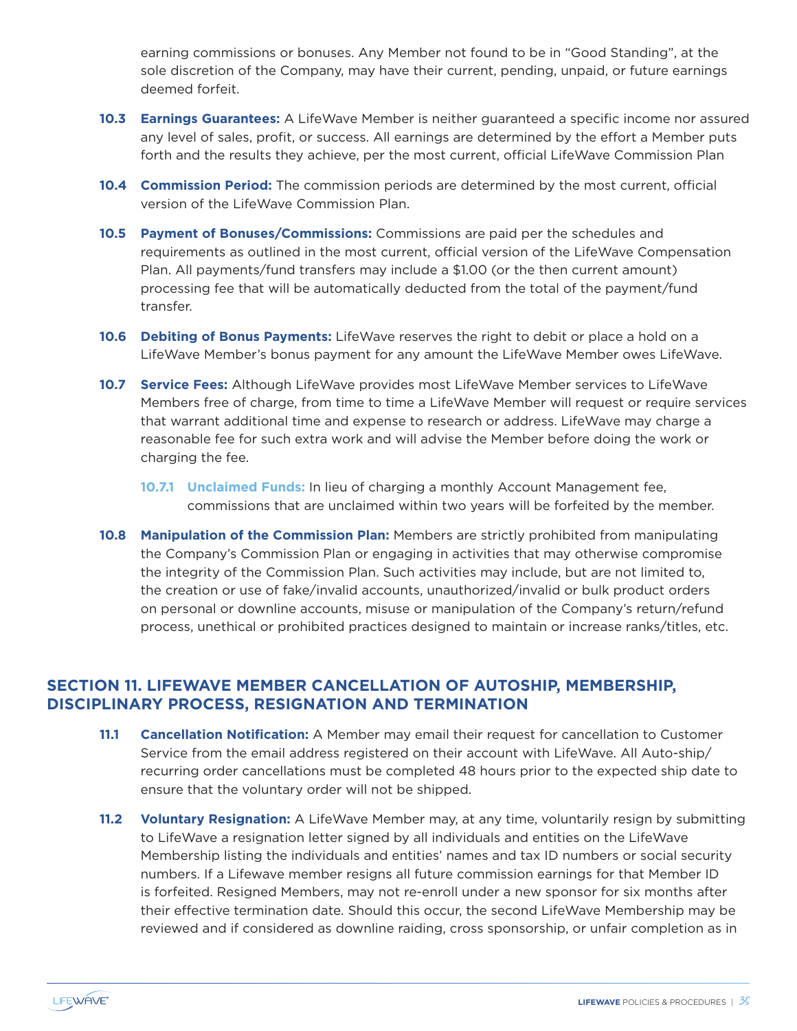earning commissions or bonuses. Any Member not found to be in "Good Standing", at the sole discretion of the Company, may have their current, pending, unpaid, or future earnings deemed forfeit.

**10.3 Earnings Guarantees:** A LifeWave Member is neither guaranteed a specific income nor assured any level of sales, profit, or success. All earnings are determined by the effort a Member puts forth and the results they achieve, per the most current, official LifeWave Commission Plan

**10.4 Commission Period:** The commission periods are determined by the most current, official version of the LifeWave Commission Plan.

**10.5 Payment of Bonuses/Commissions:** Commissions are paid per the schedules and requirements as outlined in the most current, official version of the LifeWave Compensation Plan. All payments/fund transfers may include a $1.00 (or the then current amount) processing fee that will be automatically deducted from the total of the payment/fund transfer.

**10.6 Debiting of Bonus Payments:** LifeWave reserves the right to debit or place a hold on a LifeWave Member's bonus payment for any amount the LifeWave Member owes LifeWave.

**10.7 Service Fees:** Although LifeWave provides most LifeWave Member services to LifeWave Members free of charge, from time to time a LifeWave Member will request or require services that warrant additional time and expense to research or address. LifeWave may charge a reasonable fee for such extra work and will advise the Member before doing the work or charging the fee.

**10.7.1 Unclaimed Funds:** In lieu of charging a monthly Account Management fee, commissions that are unclaimed within two years will be forfeited by the member.

**10.8 Manipulation of the Commission Plan:** Members are strictly prohibited from manipulating the Company's Commission Plan or engaging in activities that may otherwise compromise the integrity of the Commission Plan. Such activities may include, but are not limited to, the creation or use of fake/invalid accounts, unauthorized/invalid or bulk product orders on personal or downline accounts, misuse or manipulation of the Company's return/refund process, unethical or prohibited practices designed to maintain or increase ranks/titles, etc.

## SECTION 11. LIFEWAVE MEMBER CANCELLATION OF AUTOSHIP, MEMBERSHIP, DISCIPLINARY PROCESS, RESIGNATION AND TERMINATION

**11.1 Cancellation Notification:** A Member may email their request for cancellation to Customer Service from the email address registered on their account with LifeWave. All Auto-ship/recurring order cancellations must be completed 48 hours prior to the expected ship date to ensure that the voluntary order will not be shipped.

**11.2 Voluntary Resignation:** A LifeWave Member may, at any time, voluntarily resign by submitting to LifeWave a resignation letter signed by all individuals and entities on the LifeWave Membership listing the individuals and entities' names and tax ID numbers or social security numbers. If a Lifewave member resigns all future commission earnings for that Member ID is forfeited. Resigned Members, may not re-enroll under a new sponsor for six months after their effective termination date. Should this occur, the second LifeWave Membership may be reviewed and if considered as downline raiding, cross sponsorship, or unfair completion as in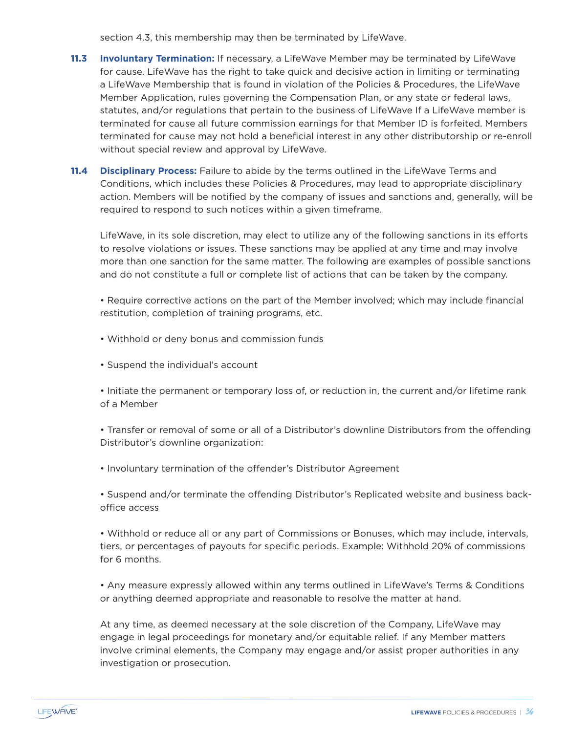section 4.3, this membership may then be terminated by LifeWave.

**11.3 Involuntary Termination:** If necessary, a LifeWave Member may be terminated by LifeWave for cause. LifeWave has the right to take quick and decisive action in limiting or terminating a LifeWave Membership that is found in violation of the Policies & Procedures, the LifeWave Member Application, rules governing the Compensation Plan, or any state or federal laws, statutes, and/or regulations that pertain to the business of LifeWave If a LifeWave member is terminated for cause all future commission earnings for that Member ID is forfeited. Members terminated for cause may not hold a beneficial interest in any other distributorship or re-enroll without special review and approval by LifeWave.

**11.4 Disciplinary Process:** Failure to abide by the terms outlined in the LifeWave Terms and Conditions, which includes these Policies & Procedures, may lead to appropriate disciplinary action. Members will be notified by the company of issues and sanctions and, generally, will be required to respond to such notices within a given timeframe.

LifeWave, in its sole discretion, may elect to utilize any of the following sanctions in its efforts to resolve violations or issues. These sanctions may be applied at any time and may involve more than one sanction for the same matter. The following are examples of possible sanctions and do not constitute a full or complete list of actions that can be taken by the company.

- Require corrective actions on the part of the Member involved; which may include financial restitution, completion of training programs, etc.
- Withhold or deny bonus and commission funds
- Suspend the individual's account
- Initiate the permanent or temporary loss of, or reduction in, the current and/or lifetime rank of a Member
- Transfer or removal of some or all of a Distributor's downline Distributors from the offending Distributor's downline organization:
- Involuntary termination of the offender's Distributor Agreement
- Suspend and/or terminate the offending Distributor's Replicated website and business back-office access
- Withhold or reduce all or any part of Commissions or Bonuses, which may include, intervals, tiers, or percentages of payouts for specific periods. Example: Withhold 20% of commissions for 6 months.
- Any measure expressly allowed within any terms outlined in LifeWave's Terms & Conditions or anything deemed appropriate and reasonable to resolve the matter at hand.

At any time, as deemed necessary at the sole discretion of the Company, LifeWave may engage in legal proceedings for monetary and/or equitable relief. If any Member matters involve criminal elements, the Company may engage and/or assist proper authorities in any investigation or prosecution.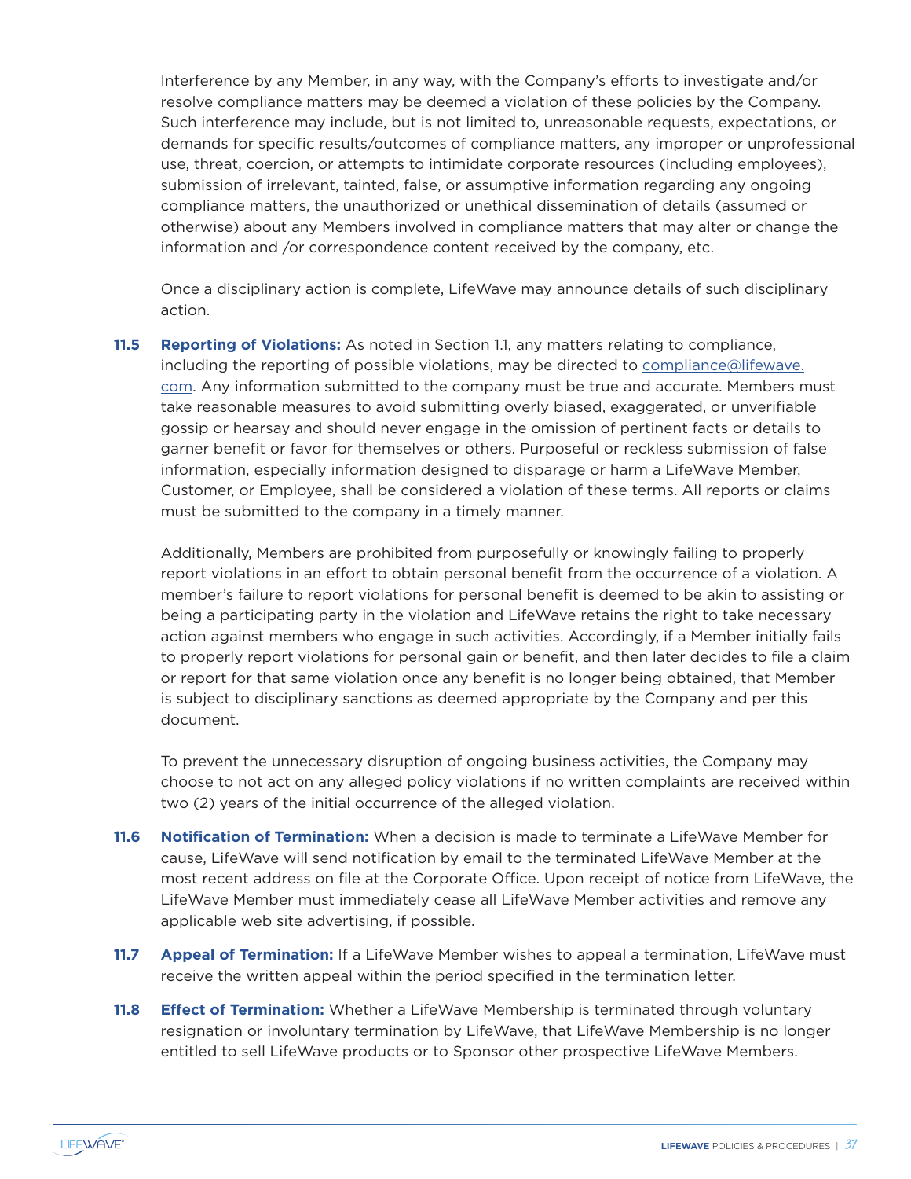Interference by any Member, in any way, with the Company's efforts to investigate and/or resolve compliance matters may be deemed a violation of these policies by the Company. Such interference may include, but is not limited to, unreasonable requests, expectations, or demands for specific results/outcomes of compliance matters, any improper or unprofessional use, threat, coercion, or attempts to intimidate corporate resources (including employees), submission of irrelevant, tainted, false, or assumptive information regarding any ongoing compliance matters, the unauthorized or unethical dissemination of details (assumed or otherwise) about any Members involved in compliance matters that may alter or change the information and /or correspondence content received by the company, etc.

Once a disciplinary action is complete, LifeWave may announce details of such disciplinary action.

**11.5 Reporting of Violations:** As noted in Section 1.1, any matters relating to compliance, including the reporting of possible violations, may be directed to compliance@lifewave.com. Any information submitted to the company must be true and accurate. Members must take reasonable measures to avoid submitting overly biased, exaggerated, or unverifiable gossip or hearsay and should never engage in the omission of pertinent facts or details to garner benefit or favor for themselves or others. Purposeful or reckless submission of false information, especially information designed to disparage or harm a LifeWave Member, Customer, or Employee, shall be considered a violation of these terms. All reports or claims must be submitted to the company in a timely manner.

Additionally, Members are prohibited from purposefully or knowingly failing to properly report violations in an effort to obtain personal benefit from the occurrence of a violation. A member's failure to report violations for personal benefit is deemed to be akin to assisting or being a participating party in the violation and LifeWave retains the right to take necessary action against members who engage in such activities. Accordingly, if a Member initially fails to properly report violations for personal gain or benefit, and then later decides to file a claim or report for that same violation once any benefit is no longer being obtained, that Member is subject to disciplinary sanctions as deemed appropriate by the Company and per this document.

To prevent the unnecessary disruption of ongoing business activities, the Company may choose to not act on any alleged policy violations if no written complaints are received within two (2) years of the initial occurrence of the alleged violation.

**11.6 Notification of Termination:** When a decision is made to terminate a LifeWave Member for cause, LifeWave will send notification by email to the terminated LifeWave Member at the most recent address on file at the Corporate Office. Upon receipt of notice from LifeWave, the LifeWave Member must immediately cease all LifeWave Member activities and remove any applicable web site advertising, if possible.

**11.7 Appeal of Termination:** If a LifeWave Member wishes to appeal a termination, LifeWave must receive the written appeal within the period specified in the termination letter.

**11.8 Effect of Termination:** Whether a LifeWave Membership is terminated through voluntary resignation or involuntary termination by LifeWave, that LifeWave Membership is no longer entitled to sell LifeWave products or to Sponsor other prospective LifeWave Members.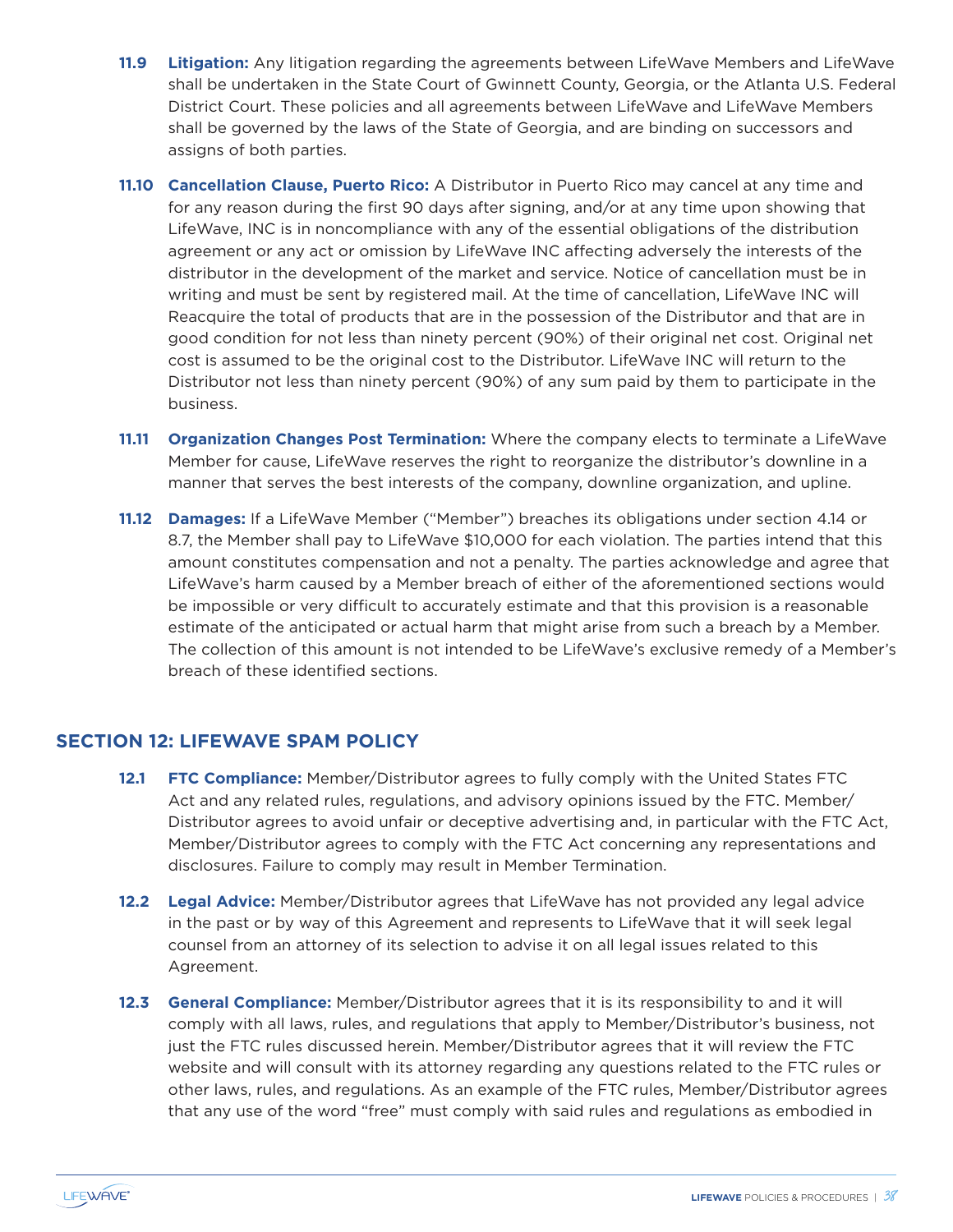**11.9 Litigation:** Any litigation regarding the agreements between LifeWave Members and LifeWave shall be undertaken in the State Court of Gwinnett County, Georgia, or the Atlanta U.S. Federal District Court. These policies and all agreements between LifeWave and LifeWave Members shall be governed by the laws of the State of Georgia, and are binding on successors and assigns of both parties.

**11.10 Cancellation Clause, Puerto Rico:** A Distributor in Puerto Rico may cancel at any time and for any reason during the first 90 days after signing, and/or at any time upon showing that LifeWave, INC is in noncompliance with any of the essential obligations of the distribution agreement or any act or omission by LifeWave INC affecting adversely the interests of the distributor in the development of the market and service. Notice of cancellation must be in writing and must be sent by registered mail. At the time of cancellation, LifeWave INC will Reacquire the total of products that are in the possession of the Distributor and that are in good condition for not less than ninety percent (90%) of their original net cost. Original net cost is assumed to be the original cost to the Distributor. LifeWave INC will return to the Distributor not less than ninety percent (90%) of any sum paid by them to participate in the business.

**11.11 Organization Changes Post Termination:** Where the company elects to terminate a LifeWave Member for cause, LifeWave reserves the right to reorganize the distributor's downline in a manner that serves the best interests of the company, downline organization, and upline.

**11.12 Damages:** If a LifeWave Member ("Member") breaches its obligations under section 4.14 or 8.7, the Member shall pay to LifeWave $10,000 for each violation. The parties intend that this amount constitutes compensation and not a penalty. The parties acknowledge and agree that LifeWave's harm caused by a Member breach of either of the aforementioned sections would be impossible or very difficult to accurately estimate and that this provision is a reasonable estimate of the anticipated or actual harm that might arise from such a breach by a Member. The collection of this amount is not intended to be LifeWave's exclusive remedy of a Member's breach of these identified sections.

## SECTION 12: LIFEWAVE SPAM POLICY

**12.1 FTC Compliance:** Member/Distributor agrees to fully comply with the United States FTC Act and any related rules, regulations, and advisory opinions issued by the FTC. Member/Distributor agrees to avoid unfair or deceptive advertising and, in particular with the FTC Act, Member/Distributor agrees to comply with the FTC Act concerning any representations and disclosures. Failure to comply may result in Member Termination.

**12.2 Legal Advice:** Member/Distributor agrees that LifeWave has not provided any legal advice in the past or by way of this Agreement and represents to LifeWave that it will seek legal counsel from an attorney of its selection to advise it on all legal issues related to this Agreement.

**12.3 General Compliance:** Member/Distributor agrees that it is its responsibility to and it will comply with all laws, rules, and regulations that apply to Member/Distributor's business, not just the FTC rules discussed herein. Member/Distributor agrees that it will review the FTC website and will consult with its attorney regarding any questions related to the FTC rules or other laws, rules, and regulations. As an example of the FTC rules, Member/Distributor agrees that any use of the word "free" must comply with said rules and regulations as embodied in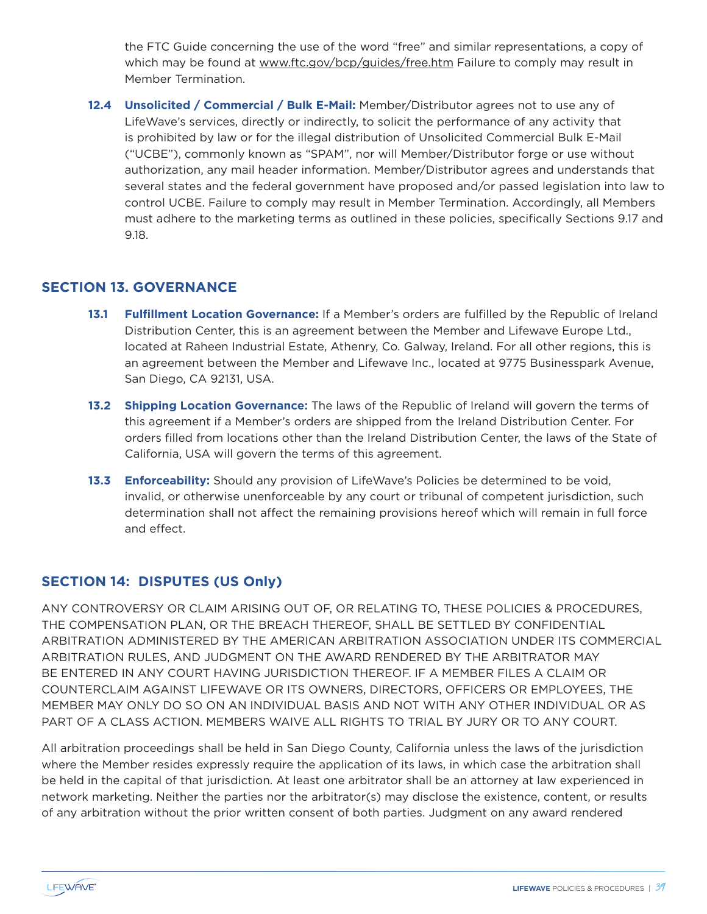the FTC Guide concerning the use of the word "free" and similar representations, a copy of which may be found at www.ftc.gov/bcp/guides/free.htm Failure to comply may result in Member Termination.

**12.4 Unsolicited / Commercial / Bulk E-Mail:** Member/Distributor agrees not to use any of LifeWave's services, directly or indirectly, to solicit the performance of any activity that is prohibited by law or for the illegal distribution of Unsolicited Commercial Bulk E-Mail ("UCBE"), commonly known as "SPAM", nor will Member/Distributor forge or use without authorization, any mail header information. Member/Distributor agrees and understands that several states and the federal government have proposed and/or passed legislation into law to control UCBE. Failure to comply may result in Member Termination. Accordingly, all Members must adhere to the marketing terms as outlined in these policies, specifically Sections 9.17 and 9.18.

## SECTION 13. GOVERNANCE

**13.1 Fulfillment Location Governance:** If a Member's orders are fulfilled by the Republic of Ireland Distribution Center, this is an agreement between the Member and Lifewave Europe Ltd., located at Raheen Industrial Estate, Athenry, Co. Galway, Ireland. For all other regions, this is an agreement between the Member and Lifewave Inc., located at 9775 Businesspark Avenue, San Diego, CA 92131, USA.

**13.2 Shipping Location Governance:** The laws of the Republic of Ireland will govern the terms of this agreement if a Member's orders are shipped from the Ireland Distribution Center. For orders filled from locations other than the Ireland Distribution Center, the laws of the State of California, USA will govern the terms of this agreement.

**13.3 Enforceability:** Should any provision of LifeWave's Policies be determined to be void, invalid, or otherwise unenforceable by any court or tribunal of competent jurisdiction, such determination shall not affect the remaining provisions hereof which will remain in full force and effect.

## SECTION 14: DISPUTES (US Only)

ANY CONTROVERSY OR CLAIM ARISING OUT OF, OR RELATING TO, THESE POLICIES & PROCEDURES, THE COMPENSATION PLAN, OR THE BREACH THEREOF, SHALL BE SETTLED BY CONFIDENTIAL ARBITRATION ADMINISTERED BY THE AMERICAN ARBITRATION ASSOCIATION UNDER ITS COMMERCIAL ARBITRATION RULES, AND JUDGMENT ON THE AWARD RENDERED BY THE ARBITRATOR MAY BE ENTERED IN ANY COURT HAVING JURISDICTION THEREOF. IF A MEMBER FILES A CLAIM OR COUNTERCLAIM AGAINST LIFEWAVE OR ITS OWNERS, DIRECTORS, OFFICERS OR EMPLOYEES, THE MEMBER MAY ONLY DO SO ON AN INDIVIDUAL BASIS AND NOT WITH ANY OTHER INDIVIDUAL OR AS PART OF A CLASS ACTION. MEMBERS WAIVE ALL RIGHTS TO TRIAL BY JURY OR TO ANY COURT.

All arbitration proceedings shall be held in San Diego County, California unless the laws of the jurisdiction where the Member resides expressly require the application of its laws, in which case the arbitration shall be held in the capital of that jurisdiction. At least one arbitrator shall be an attorney at law experienced in network marketing. Neither the parties nor the arbitrator(s) may disclose the existence, content, or results of any arbitration without the prior written consent of both parties. Judgment on any award rendered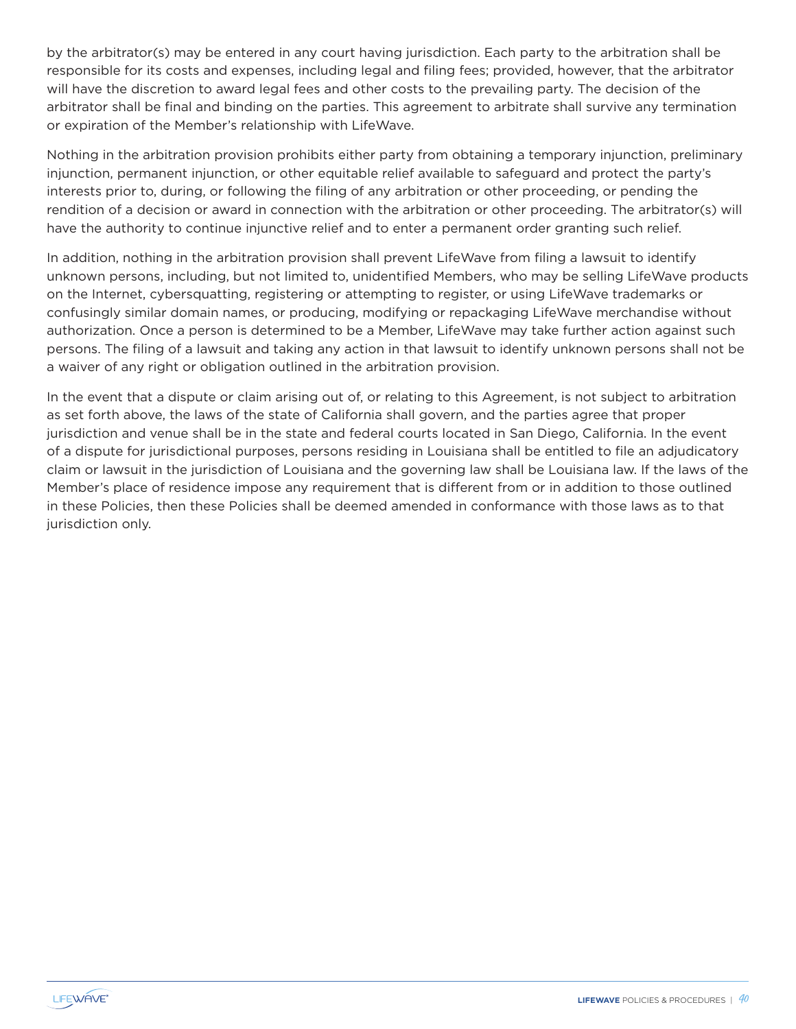by the arbitrator(s) may be entered in any court having jurisdiction. Each party to the arbitration shall be responsible for its costs and expenses, including legal and filing fees; provided, however, that the arbitrator will have the discretion to award legal fees and other costs to the prevailing party. The decision of the arbitrator shall be final and binding on the parties. This agreement to arbitrate shall survive any termination or expiration of the Member's relationship with LifeWave.

Nothing in the arbitration provision prohibits either party from obtaining a temporary injunction, preliminary injunction, permanent injunction, or other equitable relief available to safeguard and protect the party's interests prior to, during, or following the filing of any arbitration or other proceeding, or pending the rendition of a decision or award in connection with the arbitration or other proceeding. The arbitrator(s) will have the authority to continue injunctive relief and to enter a permanent order granting such relief.

In addition, nothing in the arbitration provision shall prevent LifeWave from filing a lawsuit to identify unknown persons, including, but not limited to, unidentified Members, who may be selling LifeWave products on the Internet, cybersquatting, registering or attempting to register, or using LifeWave trademarks or confusingly similar domain names, or producing, modifying or repackaging LifeWave merchandise without authorization. Once a person is determined to be a Member, LifeWave may take further action against such persons. The filing of a lawsuit and taking any action in that lawsuit to identify unknown persons shall not be a waiver of any right or obligation outlined in the arbitration provision.

In the event that a dispute or claim arising out of, or relating to this Agreement, is not subject to arbitration as set forth above, the laws of the state of California shall govern, and the parties agree that proper jurisdiction and venue shall be in the state and federal courts located in San Diego, California. In the event of a dispute for jurisdictional purposes, persons residing in Louisiana shall be entitled to file an adjudicatory claim or lawsuit in the jurisdiction of Louisiana and the governing law shall be Louisiana law. If the laws of the Member's place of residence impose any requirement that is different from or in addition to those outlined in these Policies, then these Policies shall be deemed amended in conformance with those laws as to that jurisdiction only.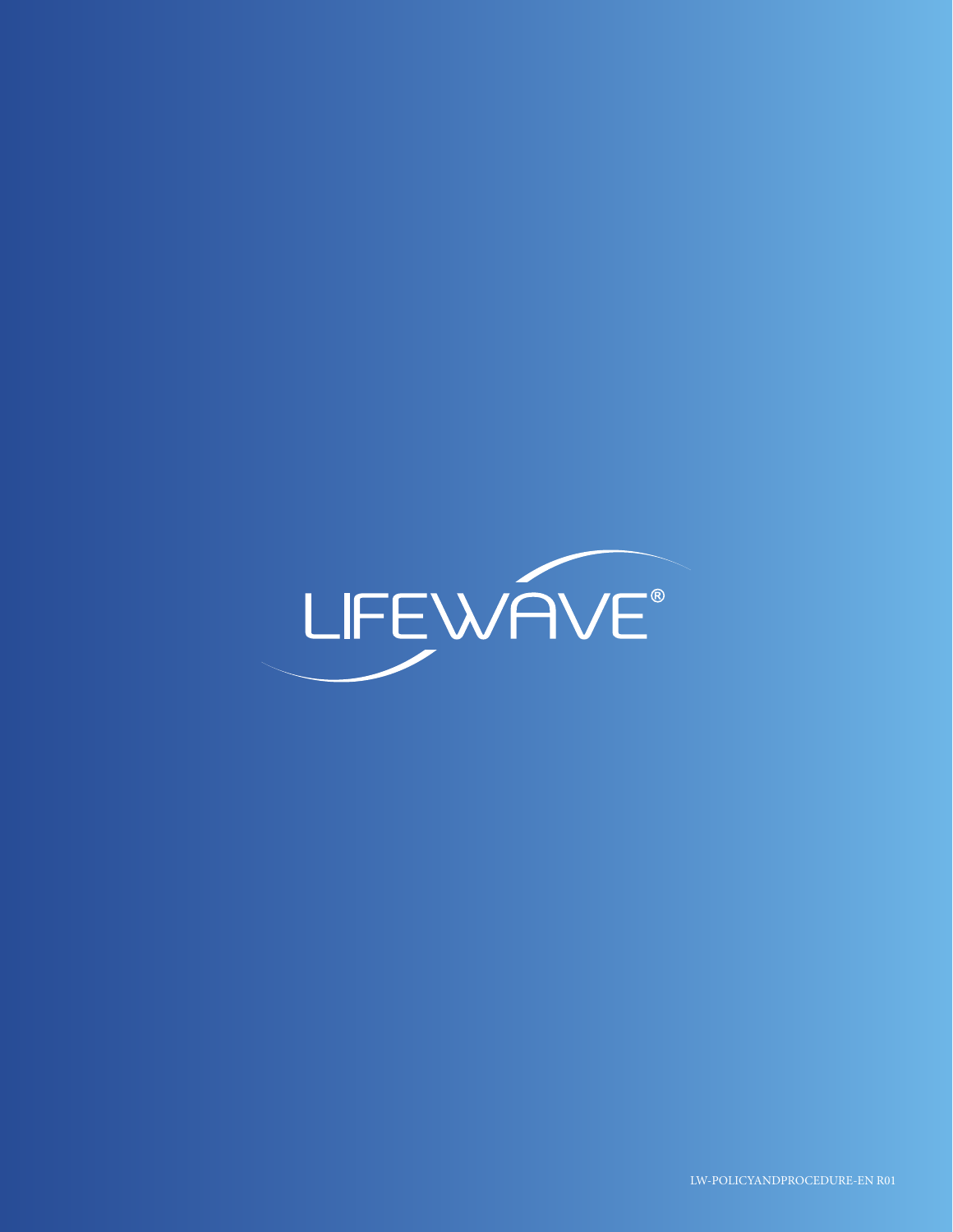LIFEWAVE®

LW-POLICYANDPROCEDURE-EN R01